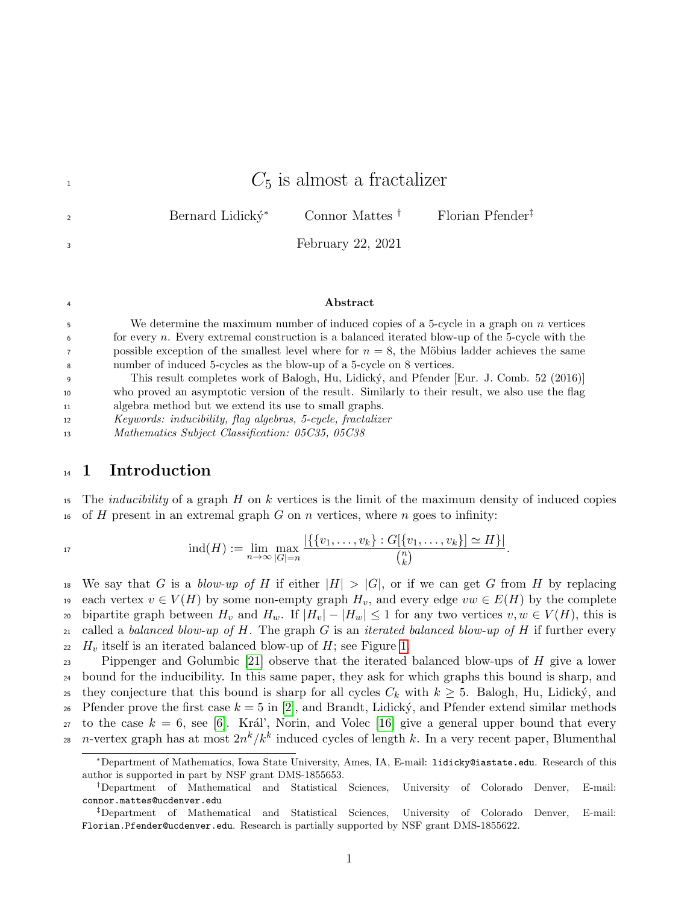# $C_5$ is almost a fractalizer

Bernard Lidický[*] Connor Mattes[†] Florian Pfender[‡]

February 22, 2021

**Abstract**

We determine the maximum number of induced copies of a 5-cycle in a graph on $n$ vertices for every $n$. Every extremal construction is a balanced iterated blow-up of the 5-cycle with the possible exception of the smallest level where for $n = 8$, the Möbius ladder achieves the same number of induced 5-cycles as the blow-up of a 5-cycle on 8 vertices.

This result completes work of Balogh, Hu, Lidický, and Pfender [Eur. J. Comb. 52 (2016)] who proved an asymptotic version of the result. Similarly to their result, we also use the flag algebra method but we extend its use to small graphs.

*Keywords: inducibility, flag algebras, 5-cycle, fractalizer*

*Mathematics Subject Classification: 05C35, 05C38*

## 1 Introduction

The *inducibility* of a graph $H$ on $k$ vertices is the limit of the maximum density of induced copies of $H$ present in an extremal graph $G$ on $n$ vertices, where $n$ goes to infinity:

$$\operatorname{ind}(H) := \lim_{n\to\infty} \max_{|G|=n} \frac{|\{\{v_1, \ldots, v_k\} : G[\{v_1, \ldots, v_k\}] \simeq H\}|}{\binom{n}{k}}.$$

We say that $G$ is a *blow-up of $H$* if either $|H| > |G|$, or if we can get $G$ from $H$ by replacing each vertex $v \in V(H)$ by some non-empty graph $H_v$, and every edge $vw \in E(H)$ by the complete bipartite graph between $H_v$ and $H_w$. If $|H_v| - |H_w| \le 1$ for any two vertices $v, w \in V(H)$, this is called a *balanced blow-up of $H$*. The graph $G$ is an *iterated balanced blow-up of $H$* if further every $H_v$ itself is an iterated balanced blow-up of $H$; see Figure 1.

Pippenger and Golumbic [21] observe that the iterated balanced blow-ups of $H$ give a lower bound for the inducibility. In this same paper, they ask for which graphs this bound is sharp, and they conjecture that this bound is sharp for all cycles $C_k$ with $k \ge 5$. Balogh, Hu, Lidický, and Pfender prove the first case $k = 5$ in [2], and Brandt, Lidický, and Pfender extend similar methods to the case $k = 6$, see [6]. Král', Norin, and Volec [16] give a general upper bound that every $n$-vertex graph has at most $2n^k/k^k$ induced cycles of length $k$. In a very recent paper, Blumenthal

[*] Department of Mathematics, Iowa State University, Ames, IA, E-mail: lidicky@iastate.edu. Research of this author is supported in part by NSF grant DMS-1855653.

[†] Department of Mathematical and Statistical Sciences, University of Colorado Denver, E-mail: connor.mattes@ucdenver.edu

[‡] Department of Mathematical and Statistical Sciences, University of Colorado Denver, E-mail: Florian.Pfender@ucdenver.edu. Research is partially supported by NSF grant DMS-1855622.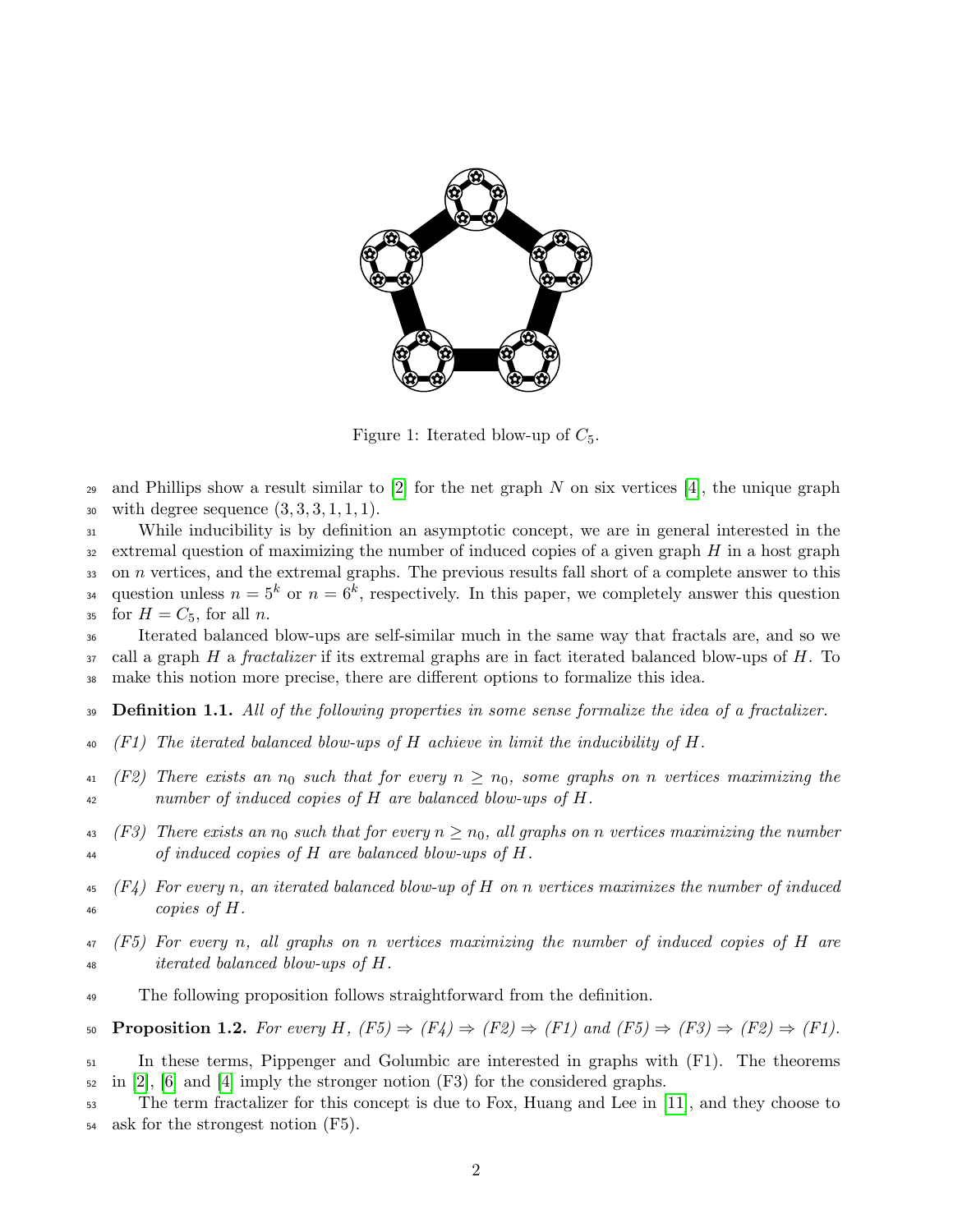Figure 1: Iterated blow-up of $C_5$.

and Phillips show a result similar to [2] for the net graph $N$ on six vertices [4], the unique graph with degree sequence $(3, 3, 3, 1, 1, 1)$.

While inducibility is by definition an asymptotic concept, we are in general interested in the extremal question of maximizing the number of induced copies of a given graph $H$ in a host graph on $n$ vertices, and the extremal graphs. The previous results fall short of a complete answer to this question unless $n = 5^k$ or $n = 6^k$, respectively. In this paper, we completely answer this question for $H = C_5$, for all $n$.

Iterated balanced blow-ups are self-similar much in the same way that fractals are, and so we call a graph $H$ a *fractalizer* if its extremal graphs are in fact iterated balanced blow-ups of $H$. To make this notion more precise, there are different options to formalize this idea.

**Definition 1.1.** *All of the following properties in some sense formalize the idea of a fractalizer.*

- *(F1) The iterated balanced blow-ups of $H$ achieve in limit the inducibility of $H$.*
- *(F2) There exists an $n_0$ such that for every $n \geq n_0$, some graphs on $n$ vertices maximizing the number of induced copies of $H$ are balanced blow-ups of $H$.*
- *(F3) There exists an $n_0$ such that for every $n \geq n_0$, all graphs on $n$ vertices maximizing the number of induced copies of $H$ are balanced blow-ups of $H$.*
- *(F4) For every $n$, an iterated balanced blow-up of $H$ on $n$ vertices maximizes the number of induced copies of $H$.*
- *(F5) For every $n$, all graphs on $n$ vertices maximizing the number of induced copies of $H$ are iterated balanced blow-ups of $H$.*

The following proposition follows straightforward from the definition.

**Proposition 1.2.** *For every $H$, (F5) $\Rightarrow$ (F4) $\Rightarrow$ (F2) $\Rightarrow$ (F1) and (F5) $\Rightarrow$ (F3) $\Rightarrow$ (F2) $\Rightarrow$ (F1).*

In these terms, Pippenger and Golumbic are interested in graphs with (F1). The theorems in [2], [6] and [4] imply the stronger notion (F3) for the considered graphs.

The term fractalizer for this concept is due to Fox, Huang and Lee in [11], and they choose to ask for the strongest notion (F5).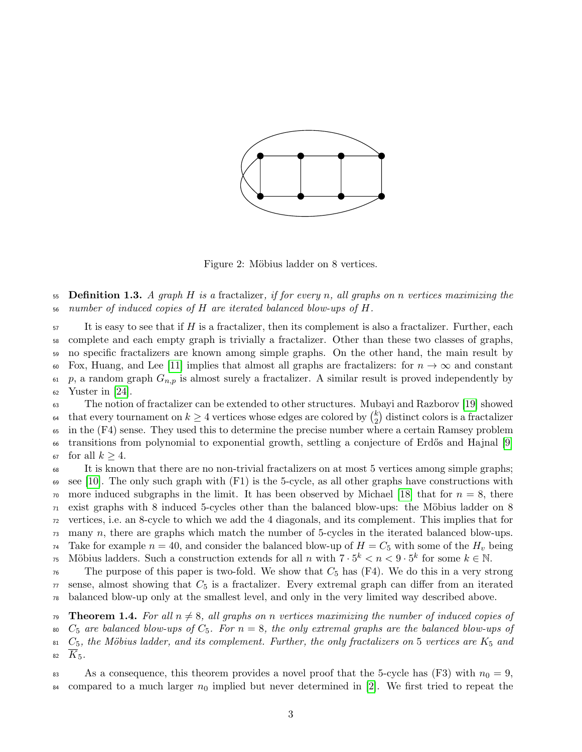Figure 2: Möbius ladder on 8 vertices.

**Definition 1.3.** *A graph $H$ is a* fractalizer*, if for every $n$, all graphs on $n$ vertices maximizing the number of induced copies of $H$ are iterated balanced blow-ups of $H$.*

It is easy to see that if $H$ is a fractalizer, then its complement is also a fractalizer. Further, each complete and each empty graph is trivially a fractalizer. Other than these two classes of graphs, no specific fractalizers are known among simple graphs. On the other hand, the main result by Fox, Huang, and Lee [11] implies that almost all graphs are fractalizers: for $n \to \infty$ and constant $p$, a random graph $G_{n,p}$ is almost surely a fractalizer. A similar result is proved independently by Yuster in [24].

The notion of fractalizer can be extended to other structures. Mubayi and Razborov [19] showed that every tournament on $k \geq 4$ vertices whose edges are colored by $\binom{k}{2}$ distinct colors is a fractalizer in the (F4) sense. They used this to determine the precise number where a certain Ramsey problem transitions from polynomial to exponential growth, settling a conjecture of Erdős and Hajnal [9] for all $k \geq 4$.

It is known that there are no non-trivial fractalizers on at most 5 vertices among simple graphs; see [10]. The only such graph with (F1) is the 5-cycle, as all other graphs have constructions with more induced subgraphs in the limit. It has been observed by Michael [18] that for $n = 8$, there exist graphs with 8 induced 5-cycles other than the balanced blow-ups: the Möbius ladder on 8 vertices, i.e. an 8-cycle to which we add the 4 diagonals, and its complement. This implies that for many $n$, there are graphs which match the number of 5-cycles in the iterated balanced blow-ups. Take for example $n = 40$, and consider the balanced blow-up of $H = C_5$ with some of the $H_v$ being Möbius ladders. Such a construction extends for all $n$ with $7 \cdot 5^k < n < 9 \cdot 5^k$ for some $k \in \mathbb{N}$.

The purpose of this paper is two-fold. We show that $C_5$ has (F4). We do this in a very strong sense, almost showing that $C_5$ is a fractalizer. Every extremal graph can differ from an iterated balanced blow-up only at the smallest level, and only in the very limited way described above.

**Theorem 1.4.** *For all $n \neq 8$, all graphs on $n$ vertices maximizing the number of induced copies of $C_5$ are balanced blow-ups of $C_5$. For $n = 8$, the only extremal graphs are the balanced blow-ups of $C_5$, the Möbius ladder, and its complement. Further, the only fractalizers on 5 vertices are $K_5$ and $\overline{K}_5$.*

As a consequence, this theorem provides a novel proof that the 5-cycle has (F3) with $n_0 = 9$, compared to a much larger $n_0$ implied but never determined in [2]. We first tried to repeat the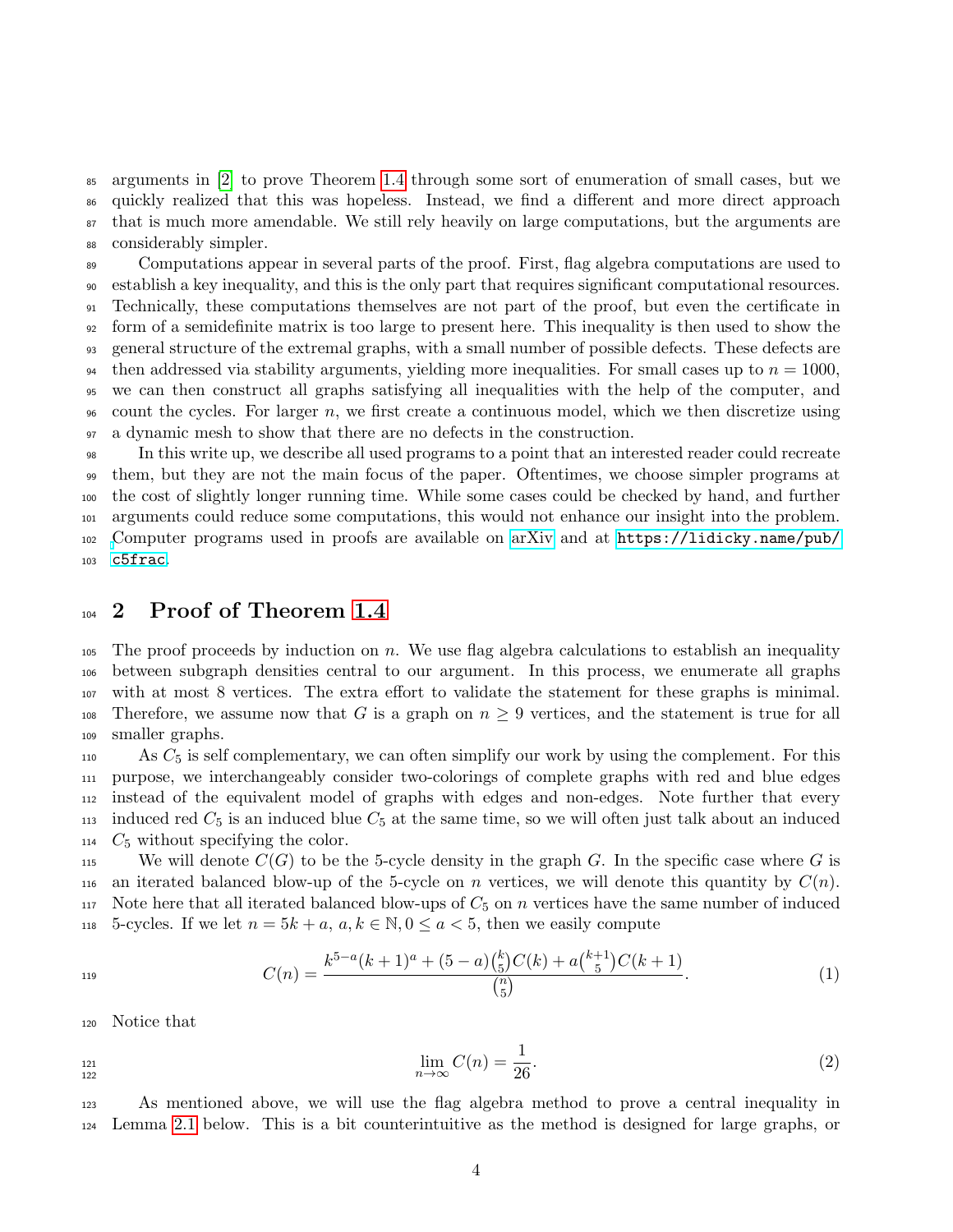arguments in [2] to prove Theorem 1.4 through some sort of enumeration of small cases, but we quickly realized that this was hopeless. Instead, we find a different and more direct approach that is much more amendable. We still rely heavily on large computations, but the arguments are considerably simpler.

Computations appear in several parts of the proof. First, flag algebra computations are used to establish a key inequality, and this is the only part that requires significant computational resources. Technically, these computations themselves are not part of the proof, but even the certificate in form of a semidefinite matrix is too large to present here. This inequality is then used to show the general structure of the extremal graphs, with a small number of possible defects. These defects are then addressed via stability arguments, yielding more inequalities. For small cases up to $n = 1000$, we can then construct all graphs satisfying all inequalities with the help of the computer, and count the cycles. For larger $n$, we first create a continuous model, which we then discretize using a dynamic mesh to show that there are no defects in the construction.

In this write up, we describe all used programs to a point that an interested reader could recreate them, but they are not the main focus of the paper. Oftentimes, we choose simpler programs at the cost of slightly longer running time. While some cases could be checked by hand, and further arguments could reduce some computations, this would not enhance our insight into the problem. Computer programs used in proofs are available on arXiv and at `https://lidicky.name/pub/c5frac`.

## 2 Proof of Theorem 1.4

The proof proceeds by induction on $n$. We use flag algebra calculations to establish an inequality between subgraph densities central to our argument. In this process, we enumerate all graphs with at most 8 vertices. The extra effort to validate the statement for these graphs is minimal. Therefore, we assume now that $G$ is a graph on $n \geq 9$ vertices, and the statement is true for all smaller graphs.

As $C_5$ is self complementary, we can often simplify our work by using the complement. For this purpose, we interchangeably consider two-colorings of complete graphs with red and blue edges instead of the equivalent model of graphs with edges and non-edges. Note further that every induced red $C_5$ is an induced blue $C_5$ at the same time, so we will often just talk about an induced $C_5$ without specifying the color.

We will denote $C(G)$ to be the 5-cycle density in the graph $G$. In the specific case where $G$ is an iterated balanced blow-up of the 5-cycle on $n$ vertices, we will denote this quantity by $C(n)$. Note here that all iterated balanced blow-ups of $C_5$ on $n$ vertices have the same number of induced 5-cycles. If we let $n = 5k + a$, $a, k \in \mathbb{N}, 0 \leq a < 5$, then we easily compute

$$C(n) = \frac{k^{5-a}(k+1)^a + (5-a)\binom{k}{5}C(k) + a\binom{k+1}{5}C(k+1)}{\binom{n}{5}}. \tag{1}$$

Notice that

$$\lim_{n\to\infty} C(n) = \frac{1}{26}. \tag{2}$$

As mentioned above, we will use the flag algebra method to prove a central inequality in Lemma 2.1 below. This is a bit counterintuitive as the method is designed for large graphs, or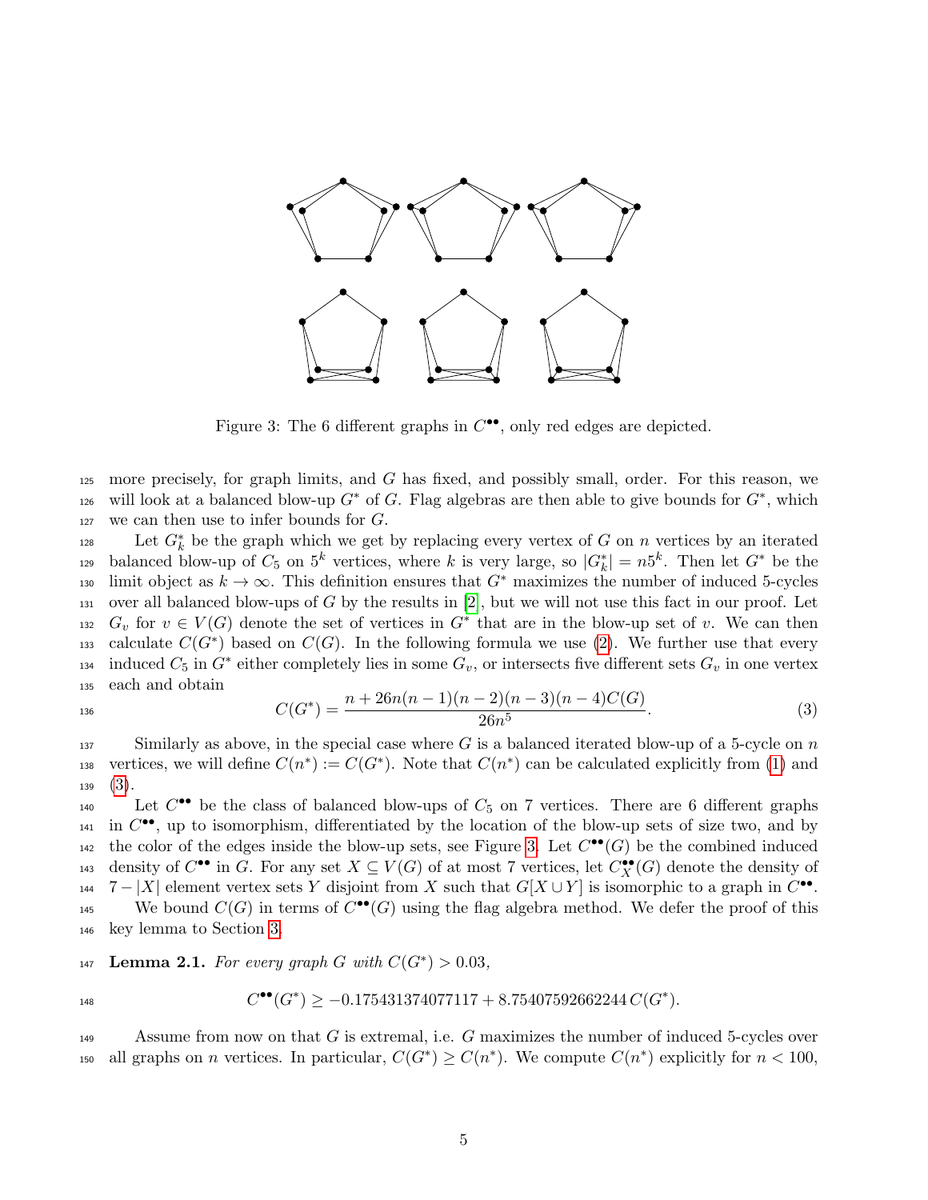Figure 3: The 6 different graphs in $C^{\bullet\bullet}$, only red edges are depicted.

more precisely, for graph limits, and $G$ has fixed, and possibly small, order. For this reason, we will look at a balanced blow-up $G^*$ of $G$. Flag algebras are then able to give bounds for $G^*$, which we can then use to infer bounds for $G$.

Let $G_k^*$ be the graph which we get by replacing every vertex of $G$ on $n$ vertices by an iterated balanced blow-up of $C_5$ on $5^k$ vertices, where $k$ is very large, so $|G_k^*| = n5^k$. Then let $G^*$ be the limit object as $k \to \infty$. This definition ensures that $G^*$ maximizes the number of induced 5-cycles over all balanced blow-ups of $G$ by the results in [2], but we will not use this fact in our proof. Let $G_v$ for $v \in V(G)$ denote the set of vertices in $G^*$ that are in the blow-up set of $v$. We can then calculate $C(G^*)$ based on $C(G)$. In the following formula we use (2). We further use that every induced $C_5$ in $G^*$ either completely lies in some $G_v$, or intersects five different sets $G_v$ in one vertex each and obtain

$$C(G^*) = \frac{n + 26n(n-1)(n-2)(n-3)(n-4)C(G)}{26n^5}. \tag{3}$$

Similarly as above, in the special case where $G$ is a balanced iterated blow-up of a 5-cycle on $n$ vertices, we will define $C(n^*) := C(G^*)$. Note that $C(n^*)$ can be calculated explicitly from (1) and (3).

Let $C^{\bullet\bullet}$ be the class of balanced blow-ups of $C_5$ on 7 vertices. There are 6 different graphs in $C^{\bullet\bullet}$, up to isomorphism, differentiated by the location of the blow-up sets of size two, and by the color of the edges inside the blow-up sets, see Figure 3. Let $C^{\bullet\bullet}(G)$ be the combined induced density of $C^{\bullet\bullet}$ in $G$. For any set $X \subseteq V(G)$ of at most 7 vertices, let $C_X^{\bullet\bullet}(G)$ denote the density of $7 - |X|$ element vertex sets $Y$ disjoint from $X$ such that $G[X \cup Y]$ is isomorphic to a graph in $C^{\bullet\bullet}$.

We bound $C(G)$ in terms of $C^{\bullet\bullet}(G)$ using the flag algebra method. We defer the proof of this key lemma to Section 3.

**Lemma 2.1.** *For every graph $G$ with $C(G^*) > 0.03$,*

$$C^{\bullet\bullet}(G^*) \geq -0.175431374077117 + 8.75407592662244\, C(G^*).$$

Assume from now on that $G$ is extremal, i.e. $G$ maximizes the number of induced 5-cycles over all graphs on $n$ vertices. In particular, $C(G^*) \geq C(n^*)$. We compute $C(n^*)$ explicitly for $n < 100$,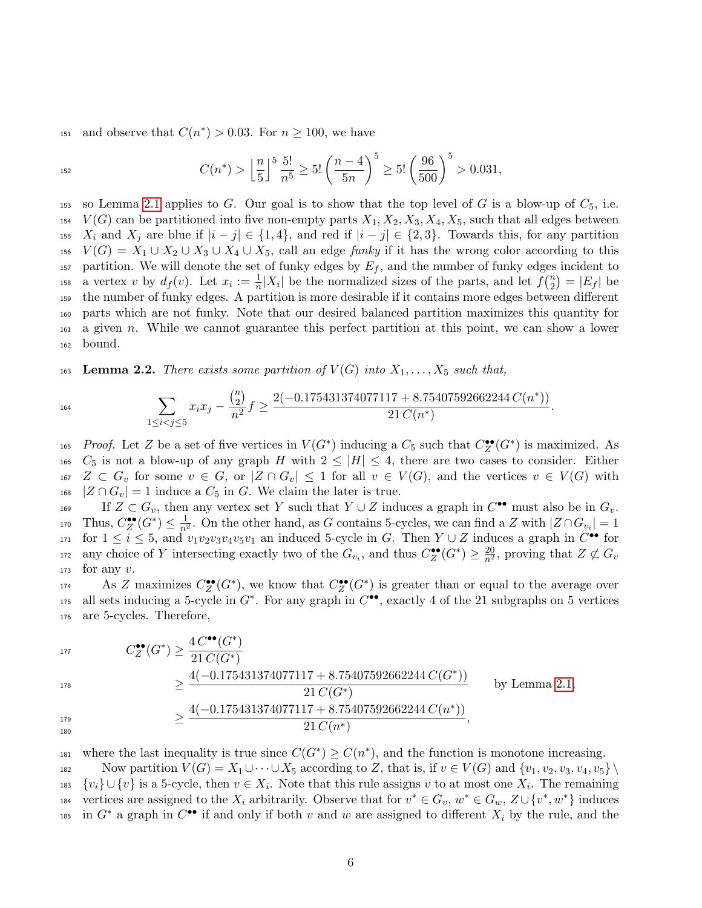and observe that $C(n^*) > 0.03$. For $n \geq 100$, we have

$$C(n^*) > \left\lfloor \frac{n}{5} \right\rfloor^5 \frac{5!}{n^5} \geq 5! \left( \frac{n-4}{5n} \right)^5 \geq 5! \left( \frac{96}{500} \right)^5 > 0.031,$$

so Lemma 2.1 applies to $G$. Our goal is to show that the top level of $G$ is a blow-up of $C_5$, i.e. $V(G)$ can be partitioned into five non-empty parts $X_1, X_2, X_3, X_4, X_5$, such that all edges between $X_i$ and $X_j$ are blue if $|i - j| \in \{1, 4\}$, and red if $|i - j| \in \{2, 3\}$. Towards this, for any partition $V(G) = X_1 \cup X_2 \cup X_3 \cup X_4 \cup X_5$, call an edge *funky* if it has the wrong color according to this partition. We will denote the set of funky edges by $E_f$, and the number of funky edges incident to a vertex $v$ by $d_f(v)$. Let $x_i := \frac{1}{n}|X_i|$ be the normalized sizes of the parts, and let $f\binom{n}{2} = |E_f|$ be the number of funky edges. A partition is more desirable if it contains more edges between different parts which are not funky. Note that our desired balanced partition maximizes this quantity for a given $n$. While we cannot guarantee this perfect partition at this point, we can show a lower bound.

**Lemma 2.2.** *There exists some partition of $V(G)$ into $X_1, \ldots, X_5$ such that,*

$$\sum_{1 \leq i < j \leq 5} x_i x_j - \frac{\binom{n}{2}}{n^2} f \geq \frac{2(-0.175431374077117 + 8.75407592662244\, C(n^*))}{21\, C(n^*)}.$$

*Proof.* Let $Z$ be a set of five vertices in $V(G^*)$ inducing a $C_5$ such that $C_Z^{\bullet\bullet}(G^*)$ is maximized. As $C_5$ is not a blow-up of any graph $H$ with $2 \leq |H| \leq 4$, there are two cases to consider. Either $Z \subset G_v$ for some $v \in G$, or $|Z \cap G_v| \leq 1$ for all $v \in V(G)$, and the vertices $v \in V(G)$ with $|Z \cap G_v| = 1$ induce a $C_5$ in $G$. We claim the later is true.

If $Z \subset G_v$, then any vertex set $Y$ such that $Y \cup Z$ induces a graph in $C^{\bullet\bullet}$ must also be in $G_v$. Thus, $C_Z^{\bullet\bullet}(G^*) \leq \frac{1}{n^2}$. On the other hand, as $G$ contains 5-cycles, we can find a $Z$ with $|Z \cap G_{v_i}| = 1$ for $1 \leq i \leq 5$, and $v_1 v_2 v_3 v_4 v_5 v_1$ an induced 5-cycle in $G$. Then $Y \cup Z$ induces a graph in $C^{\bullet\bullet}$ for any choice of $Y$ intersecting exactly two of the $G_{v_i}$, and thus $C_Z^{\bullet\bullet}(G^*) \geq \frac{20}{n^2}$, proving that $Z \not\subset G_v$ for any $v$.

As $Z$ maximizes $C_Z^{\bullet\bullet}(G^*)$, we know that $C_Z^{\bullet\bullet}(G^*)$ is greater than or equal to the average over all sets inducing a 5-cycle in $G^*$. For any graph in $C^{\bullet\bullet}$, exactly 4 of the 21 subgraphs on 5 vertices are 5-cycles. Therefore,

$$\begin{aligned}
C_Z^{\bullet\bullet}(G^*) &\geq \frac{4\, C^{\bullet\bullet}(G^*)}{21\, C(G^*)} \\
&\geq \frac{4(-0.175431374077117 + 8.75407592662244\, C(G^*))}{21\, C(G^*)} \qquad \text{by Lemma 2.1,} \\
&\geq \frac{4(-0.175431374077117 + 8.75407592662244\, C(n^*))}{21\, C(n^*)},
\end{aligned}$$

where the last inequality is true since $C(G^*) \geq C(n^*)$, and the function is monotone increasing.

Now partition $V(G) = X_1 \cup \cdots \cup X_5$ according to $Z$, that is, if $v \in V(G)$ and $\{v_1, v_2, v_3, v_4, v_5\} \setminus \{v_i\} \cup \{v\}$ is a 5-cycle, then $v \in X_i$. Note that this rule assigns $v$ to at most one $X_i$. The remaining vertices are assigned to the $X_i$ arbitrarily. Observe that for $v^* \in G_v$, $w^* \in G_w$, $Z \cup \{v^*, w^*\}$ induces in $G^*$ a graph in $C^{\bullet\bullet}$ if and only if both $v$ and $w$ are assigned to different $X_i$ by the rule, and the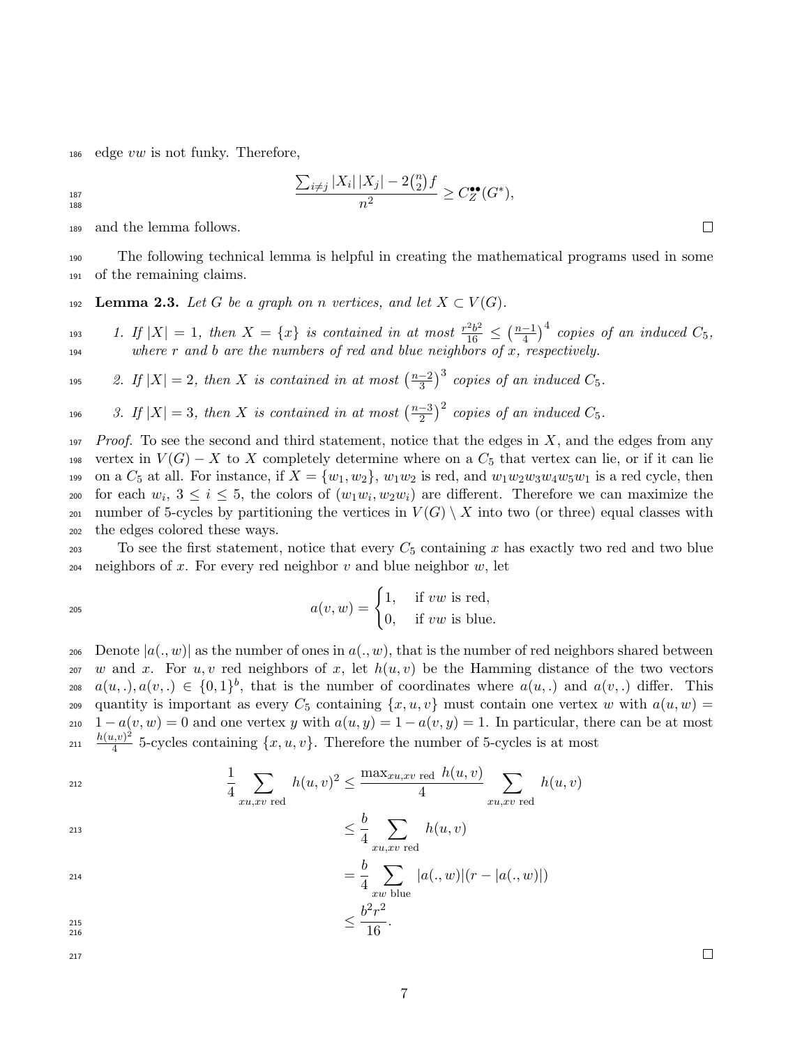edge $vw$ is not funky. Therefore,

$$\frac{\sum_{i \neq j} |X_i| \, |X_j| - 2\binom{n}{2} f}{n^2} \geq C_Z^{\bullet\bullet}(G^*),$$

and the lemma follows. $\square$

The following technical lemma is helpful in creating the mathematical programs used in some of the remaining claims.

**Lemma 2.3.** *Let $G$ be a graph on $n$ vertices, and let $X \subset V(G)$.*

1. *If $|X| = 1$, then $X = \{x\}$ is contained in at most $\frac{r^2 b^2}{16} \leq \left(\frac{n-1}{4}\right)^4$ copies of an induced $C_5$, where $r$ and $b$ are the numbers of red and blue neighbors of $x$, respectively.*
2. *If $|X| = 2$, then $X$ is contained in at most $\left(\frac{n-2}{3}\right)^3$ copies of an induced $C_5$.*
3. *If $|X| = 3$, then $X$ is contained in at most $\left(\frac{n-3}{2}\right)^2$ copies of an induced $C_5$.*

*Proof.* To see the second and third statement, notice that the edges in $X$, and the edges from any vertex in $V(G) - X$ to $X$ completely determine where on a $C_5$ that vertex can lie, or if it can lie on a $C_5$ at all. For instance, if $X = \{w_1, w_2\}$, $w_1 w_2$ is red, and $w_1 w_2 w_3 w_4 w_5 w_1$ is a red cycle, then for each $w_i$, $3 \leq i \leq 5$, the colors of $(w_1 w_i, w_2 w_i)$ are different. Therefore we can maximize the number of 5-cycles by partitioning the vertices in $V(G) \setminus X$ into two (or three) equal classes with the edges colored these ways.

To see the first statement, notice that every $C_5$ containing $x$ has exactly two red and two blue neighbors of $x$. For every red neighbor $v$ and blue neighbor $w$, let

$$a(v, w) = \begin{cases} 1, & \text{if } vw \text{ is red,} \\ 0, & \text{if } vw \text{ is blue.} \end{cases}$$

Denote $|a(., w)|$ as the number of ones in $a(., w)$, that is the number of red neighbors shared between $w$ and $x$. For $u, v$ red neighbors of $x$, let $h(u, v)$ be the Hamming distance of the two vectors $a(u, .), a(v, .) \in \{0, 1\}^b$, that is the number of coordinates where $a(u, .)$ and $a(v, .)$ differ. This quantity is important as every $C_5$ containing $\{x, u, v\}$ must contain one vertex $w$ with $a(u, w) = 1 - a(v, w) = 0$ and one vertex $y$ with $a(u, y) = 1 - a(v, y) = 1$. In particular, there can be at most $\frac{h(u,v)^2}{4}$ 5-cycles containing $\{x, u, v\}$. Therefore the number of 5-cycles is at most

$$\begin{aligned}
\frac{1}{4} \sum_{xu, xv \text{ red}} h(u, v)^2 &\leq \frac{\max_{xu, xv \text{ red}} h(u, v)}{4} \sum_{xu, xv \text{ red}} h(u, v) \\
&\leq \frac{b}{4} \sum_{xu, xv \text{ red}} h(u, v) \\
&= \frac{b}{4} \sum_{xw \text{ blue}} |a(., w)|(r - |a(., w)|) \\
&\leq \frac{b^2 r^2}{16}.
\end{aligned}$$

$\square$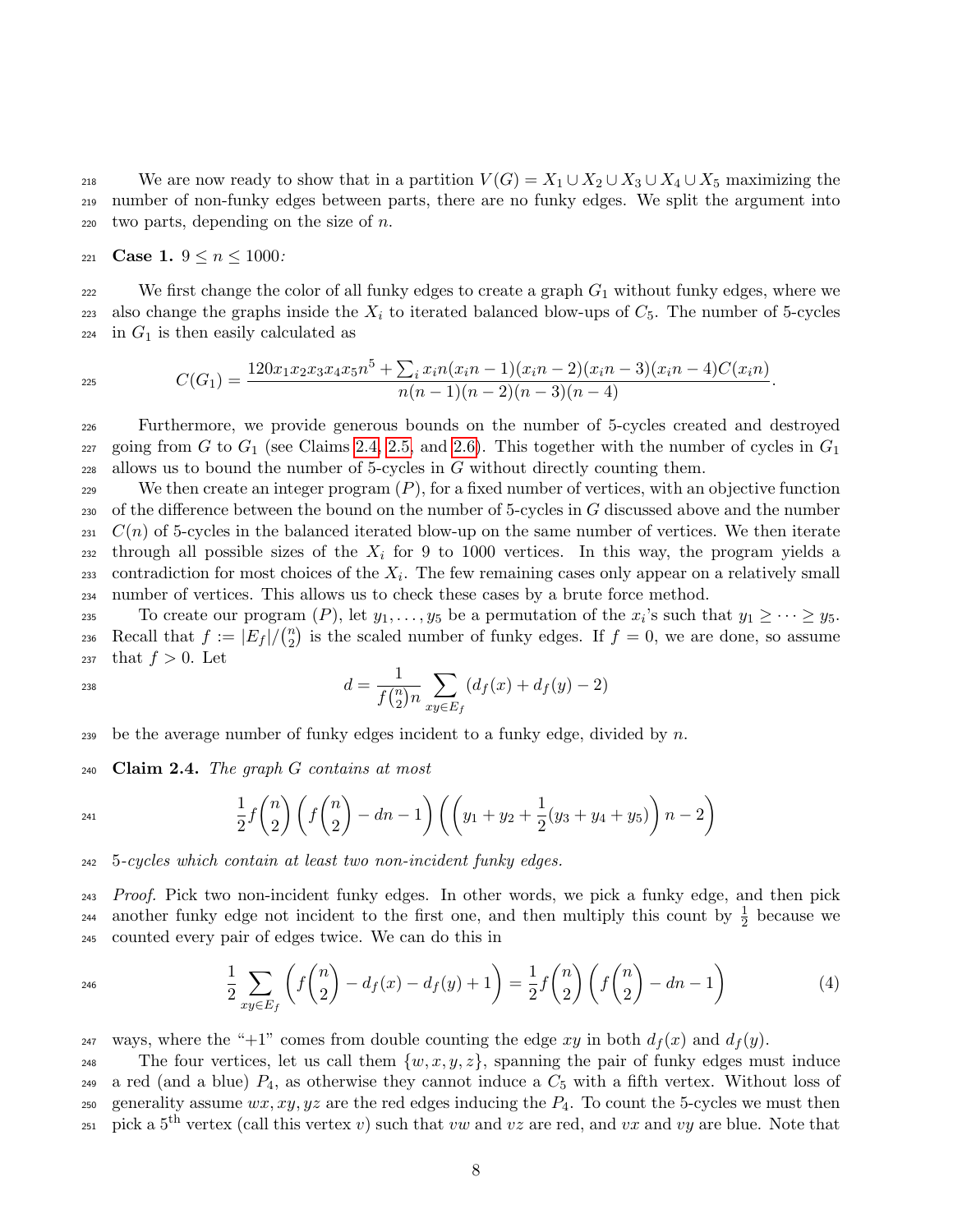We are now ready to show that in a partition $V(G) = X_1 \cup X_2 \cup X_3 \cup X_4 \cup X_5$ maximizing the number of non-funky edges between parts, there are no funky edges. We split the argument into two parts, depending on the size of $n$.

**Case 1.** *$9 \leq n \leq 1000$:*

We first change the color of all funky edges to create a graph $G_1$ without funky edges, where we also change the graphs inside the $X_i$ to iterated balanced blow-ups of $C_5$. The number of 5-cycles in $G_1$ is then easily calculated as

$$C(G_1) = \frac{120x_1x_2x_3x_4x_5n^5 + \sum_i x_in(x_in-1)(x_in-2)(x_in-3)(x_in-4)C(x_in)}{n(n-1)(n-2)(n-3)(n-4)}.$$

Furthermore, we provide generous bounds on the number of 5-cycles created and destroyed going from $G$ to $G_1$ (see Claims 2.4, 2.5, and 2.6). This together with the number of cycles in $G_1$ allows us to bound the number of 5-cycles in $G$ without directly counting them.

We then create an integer program $(P)$, for a fixed number of vertices, with an objective function of the difference between the bound on the number of 5-cycles in $G$ discussed above and the number $C(n)$ of 5-cycles in the balanced iterated blow-up on the same number of vertices. We then iterate through all possible sizes of the $X_i$ for 9 to 1000 vertices. In this way, the program yields a contradiction for most choices of the $X_i$. The few remaining cases only appear on a relatively small number of vertices. This allows us to check these cases by a brute force method.

To create our program $(P)$, let $y_1, \ldots, y_5$ be a permutation of the $x_i$'s such that $y_1 \geq \cdots \geq y_5$. Recall that $f := |E_f|/\binom{n}{2}$ is the scaled number of funky edges. If $f = 0$, we are done, so assume that $f > 0$. Let

$$d = \frac{1}{f\binom{n}{2}n} \sum_{xy \in E_f} (d_f(x) + d_f(y) - 2)$$

be the average number of funky edges incident to a funky edge, divided by $n$.

**Claim 2.4.** *The graph $G$ contains at most*

$$\frac{1}{2}f\binom{n}{2}\left(f\binom{n}{2} - dn - 1\right)\left(\left(y_1 + y_2 + \frac{1}{2}(y_3 + y_4 + y_5)\right)n - 2\right)$$

*5-cycles which contain at least two non-incident funky edges.*

*Proof.* Pick two non-incident funky edges. In other words, we pick a funky edge, and then pick another funky edge not incident to the first one, and then multiply this count by $\frac{1}{2}$ because we counted every pair of edges twice. We can do this in

$$\frac{1}{2}\sum_{xy \in E_f}\left(f\binom{n}{2} - d_f(x) - d_f(y) + 1\right) = \frac{1}{2}f\binom{n}{2}\left(f\binom{n}{2} - dn - 1\right) \tag{4}$$

ways, where the "+1" comes from double counting the edge $xy$ in both $d_f(x)$ and $d_f(y)$.

The four vertices, let us call them $\{w, x, y, z\}$, spanning the pair of funky edges must induce a red (and a blue) $P_4$, as otherwise they cannot induce a $C_5$ with a fifth vertex. Without loss of generality assume $wx, xy, yz$ are the red edges inducing the $P_4$. To count the 5-cycles we must then pick a 5[th] vertex (call this vertex $v$) such that $vw$ and $vz$ are red, and $vx$ and $vy$ are blue. Note that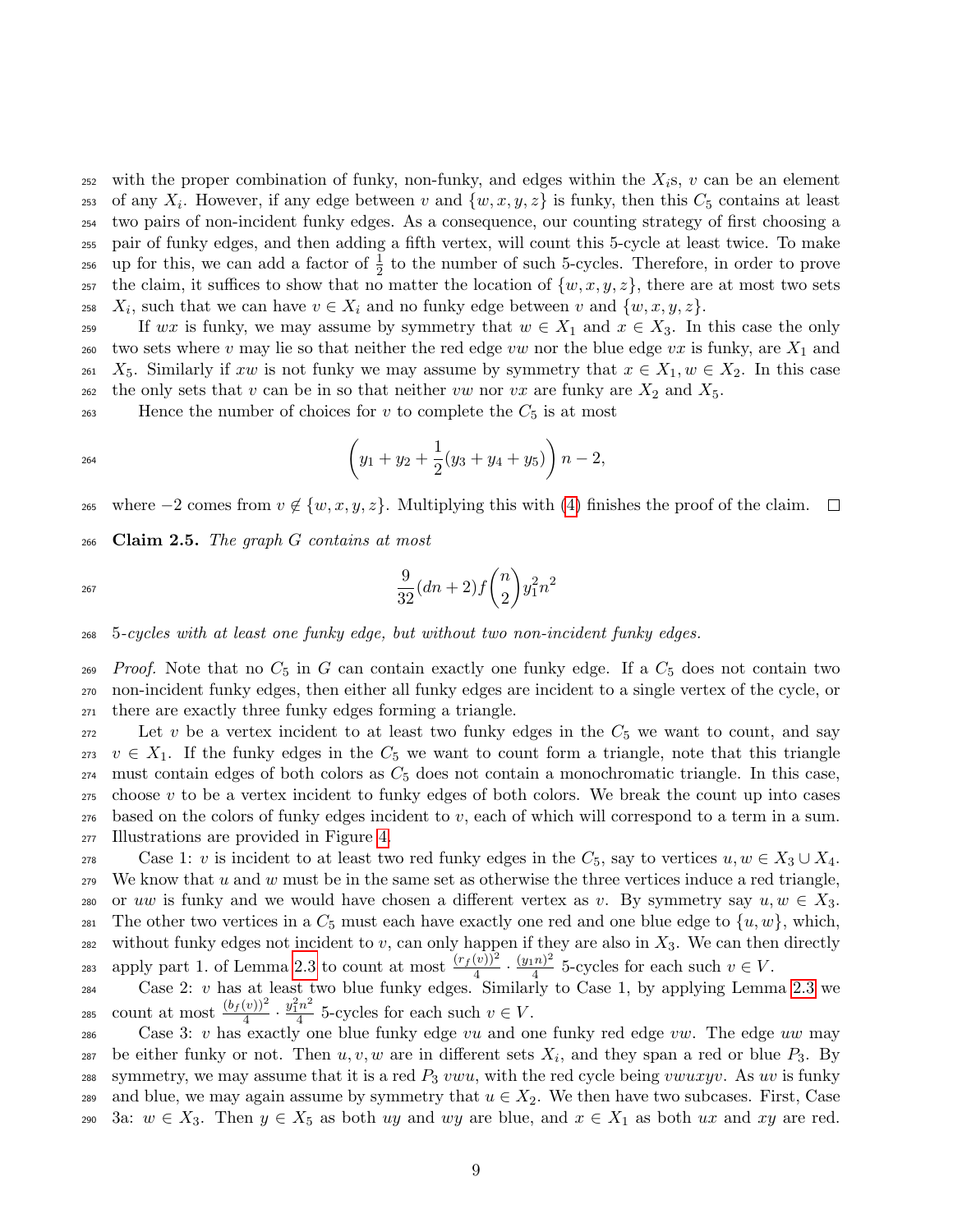with the proper combination of funky, non-funky, and edges within the $X_i$s, $v$ can be an element of any $X_i$. However, if any edge between $v$ and $\{w, x, y, z\}$ is funky, then this $C_5$ contains at least two pairs of non-incident funky edges. As a consequence, our counting strategy of first choosing a pair of funky edges, and then adding a fifth vertex, will count this 5-cycle at least twice. To make up for this, we can add a factor of $\frac{1}{2}$ to the number of such 5-cycles. Therefore, in order to prove the claim, it suffices to show that no matter the location of $\{w, x, y, z\}$, there are at most two sets $X_i$, such that we can have $v \in X_i$ and no funky edge between $v$ and $\{w, x, y, z\}$.

If $wx$ is funky, we may assume by symmetry that $w \in X_1$ and $x \in X_3$. In this case the only two sets where $v$ may lie so that neither the red edge $vw$ nor the blue edge $vx$ is funky, are $X_1$ and $X_5$. Similarly if $xw$ is not funky we may assume by symmetry that $x \in X_1, w \in X_2$. In this case the only sets that $v$ can be in so that neither $vw$ nor $vx$ are funky are $X_2$ and $X_5$.

Hence the number of choices for $v$ to complete the $C_5$ is at most

$$\left(y_1 + y_2 + \frac{1}{2}(y_3 + y_4 + y_5)\right) n - 2,$$

where $-2$ comes from $v \notin \{w, x, y, z\}$. Multiplying this with (4) finishes the proof of the claim. $\square$

**Claim 2.5.** *The graph $G$ contains at most*

$$\frac{9}{32}(dn + 2)f\binom{n}{2}y_1^2 n^2$$

*5-cycles with at least one funky edge, but without two non-incident funky edges.*

*Proof.* Note that no $C_5$ in $G$ can contain exactly one funky edge. If a $C_5$ does not contain two non-incident funky edges, then either all funky edges are incident to a single vertex of the cycle, or there are exactly three funky edges forming a triangle.

Let $v$ be a vertex incident to at least two funky edges in the $C_5$ we want to count, and say $v \in X_1$. If the funky edges in the $C_5$ we want to count form a triangle, note that this triangle must contain edges of both colors as $C_5$ does not contain a monochromatic triangle. In this case, choose $v$ to be a vertex incident to funky edges of both colors. We break the count up into cases based on the colors of funky edges incident to $v$, each of which will correspond to a term in a sum. Illustrations are provided in Figure 4.

Case 1: $v$ is incident to at least two red funky edges in the $C_5$, say to vertices $u, w \in X_3 \cup X_4$. We know that $u$ and $w$ must be in the same set as otherwise the three vertices induce a red triangle, or $uw$ is funky and we would have chosen a different vertex as $v$. By symmetry say $u, w \in X_3$. The other two vertices in a $C_5$ must each have exactly one red and one blue edge to $\{u, w\}$, which, without funky edges not incident to $v$, can only happen if they are also in $X_3$. We can then directly apply part 1. of Lemma 2.3 to count at most $\frac{(r_f(v))^2}{4} \cdot \frac{(y_1 n)^2}{4}$ 5-cycles for each such $v \in V$.

Case 2: $v$ has at least two blue funky edges. Similarly to Case 1, by applying Lemma 2.3 we count at most $\frac{(b_f(v))^2}{4} \cdot \frac{y_1^2 n^2}{4}$ 5-cycles for each such $v \in V$.

Case 3: $v$ has exactly one blue funky edge $vu$ and one funky red edge $vw$. The edge $uw$ may be either funky or not. Then $u, v, w$ are in different sets $X_i$, and they span a red or blue $P_3$. By symmetry, we may assume that it is a red $P_3$ $vwu$, with the red cycle being $vwuxyv$. As $uv$ is funky and blue, we may again assume by symmetry that $u \in X_2$. We then have two subcases. First, Case 3a: $w \in X_3$. Then $y \in X_5$ as both $uy$ and $wy$ are blue, and $x \in X_1$ as both $ux$ and $xy$ are red.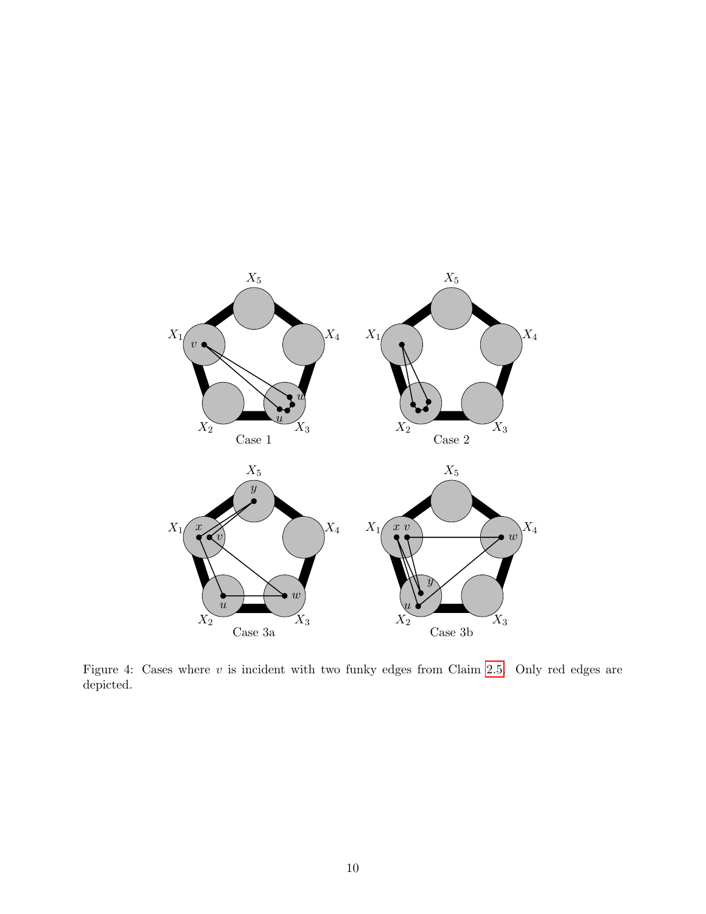Figure 4: Cases where $v$ is incident with two funky edges from Claim 2.5. Only red edges are depicted.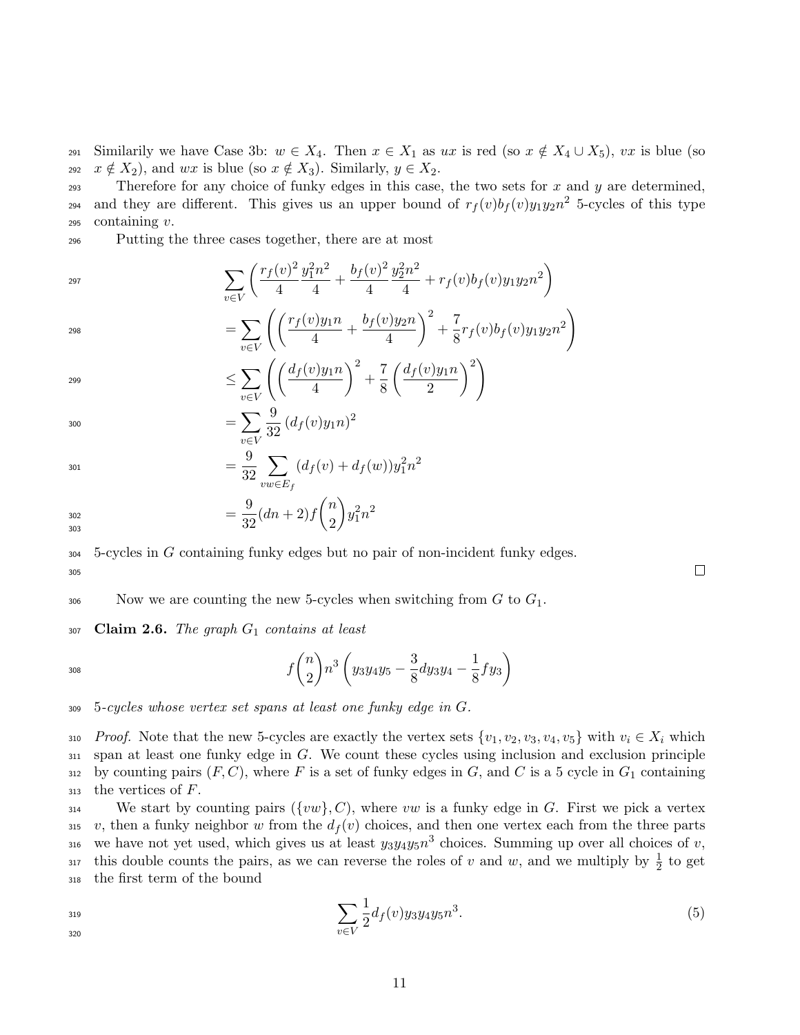Similarily we have Case 3b: $w \in X_4$. Then $x \in X_1$ as $ux$ is red (so $x \notin X_4 \cup X_5$), $vx$ is blue (so $x \notin X_2$), and $wx$ is blue (so $x \notin X_3$). Similarly, $y \in X_2$.

Therefore for any choice of funky edges in this case, the two sets for $x$ and $y$ are determined, and they are different. This gives us an upper bound of $r_f(v)b_f(v)y_1y_2n^2$ 5-cycles of this type containing $v$.

Putting the three cases together, there are at most

$$
\begin{aligned}
&\sum_{v\in V}\left(\frac{r_f(v)^2}{4}\frac{y_1^2n^2}{4}+\frac{b_f(v)^2}{4}\frac{y_2^2n^2}{4}+r_f(v)b_f(v)y_1y_2n^2\right)\\
&=\sum_{v\in V}\left(\left(\frac{r_f(v)y_1n}{4}+\frac{b_f(v)y_2n}{4}\right)^2+\frac{7}{8}r_f(v)b_f(v)y_1y_2n^2\right)\\
&\leq\sum_{v\in V}\left(\left(\frac{d_f(v)y_1n}{4}\right)^2+\frac{7}{8}\left(\frac{d_f(v)y_1n}{2}\right)^2\right)\\
&=\sum_{v\in V}\frac{9}{32}\left(d_f(v)y_1n\right)^2\\
&=\frac{9}{32}\sum_{vw\in E_f}(d_f(v)+d_f(w))y_1^2n^2\\
&=\frac{9}{32}(dn+2)f\binom{n}{2}y_1^2n^2
\end{aligned}
$$

5-cycles in $G$ containing funky edges but no pair of non-incident funky edges.

□

Now we are counting the new 5-cycles when switching from $G$ to $G_1$.

**Claim 2.6.** *The graph $G_1$ contains at least*

$$
f\binom{n}{2}n^3\left(y_3y_4y_5-\frac{3}{8}dy_3y_4-\frac{1}{8}fy_3\right)
$$

*5-cycles whose vertex set spans at least one funky edge in $G$.*

*Proof.* Note that the new 5-cycles are exactly the vertex sets $\{v_1, v_2, v_3, v_4, v_5\}$ with $v_i \in X_i$ which span at least one funky edge in $G$. We count these cycles using inclusion and exclusion principle by counting pairs $(F, C)$, where $F$ is a set of funky edges in $G$, and $C$ is a 5 cycle in $G_1$ containing the vertices of $F$.

We start by counting pairs $(\{vw\}, C)$, where $vw$ is a funky edge in $G$. First we pick a vertex $v$, then a funky neighbor $w$ from the $d_f(v)$ choices, and then one vertex each from the three parts we have not yet used, which gives us at least $y_3y_4y_5n^3$ choices. Summing up over all choices of $v$, this double counts the pairs, as we can reverse the roles of $v$ and $w$, and we multiply by $\frac{1}{2}$ to get the first term of the bound

$$
\sum_{v\in V}\frac{1}{2}d_f(v)y_3y_4y_5n^3. \tag{5}
$$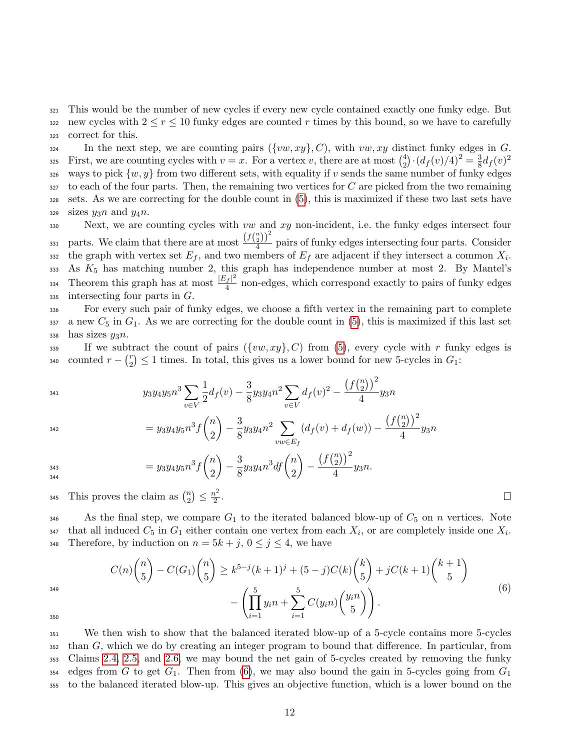This would be the number of new cycles if every new cycle contained exactly one funky edge. But new cycles with $2 \le r \le 10$ funky edges are counted $r$ times by this bound, so we have to carefully correct for this.

In the next step, we are counting pairs $(\{vw, xy\}, C)$, with $vw, xy$ distinct funky edges in $G$. First, we are counting cycles with $v = x$. For a vertex $v$, there are at most $\binom{4}{2} \cdot (d_f(v)/4)^2 = \frac{3}{8} d_f(v)^2$ ways to pick $\{w, y\}$ from two different sets, with equality if $v$ sends the same number of funky edges to each of the four parts. Then, the remaining two vertices for $C$ are picked from the two remaining sets. As we are correcting for the double count in (5), this is maximized if these two last sets have sizes $y_3 n$ and $y_4 n$.

Next, we are counting cycles with $vw$ and $xy$ non-incident, i.e. the funky edges intersect four parts. We claim that there are at most $\frac{(f\binom{n}{2})^2}{4}$ pairs of funky edges intersecting four parts. Consider the graph with vertex set $E_f$, and two members of $E_f$ are adjacent if they intersect a common $X_i$. As $K_5$ has matching number 2, this graph has independence number at most 2. By Mantel's Theorem this graph has at most $\frac{|E_f|^2}{4}$ non-edges, which correspond exactly to pairs of funky edges intersecting four parts in $G$.

For every such pair of funky edges, we choose a fifth vertex in the remaining part to complete a new $C_5$ in $G_1$. As we are correcting for the double count in (5), this is maximized if this last set has sizes $y_3 n$.

If we subtract the count of pairs $(\{vw, xy\}, C)$ from (5), every cycle with $r$ funky edges is counted $r - \binom{r}{2} \le 1$ times. In total, this gives us a lower bound for new 5-cycles in $G_1$:

$$
\begin{aligned}
&y_3 y_4 y_5 n^3 \sum_{v \in V} \frac{1}{2} d_f(v) - \frac{3}{8} y_3 y_4 n^2 \sum_{v \in V} d_f(v)^2 - \frac{\left(f\binom{n}{2}\right)^2}{4} y_3 n \\
&= y_3 y_4 y_5 n^3 f \binom{n}{2} - \frac{3}{8} y_3 y_4 n^2 \sum_{vw \in E_f} (d_f(v) + d_f(w)) - \frac{\left(f\binom{n}{2}\right)^2}{4} y_3 n \\
&= y_3 y_4 y_5 n^3 f \binom{n}{2} - \frac{3}{8} y_3 y_4 n^3 df \binom{n}{2} - \frac{\left(f\binom{n}{2}\right)^2}{4} y_3 n.
\end{aligned}
$$

This proves the claim as $\binom{n}{2} \le \frac{n^2}{2}$. ◻

As the final step, we compare $G_1$ to the iterated balanced blow-up of $C_5$ on $n$ vertices. Note that all induced $C_5$ in $G_1$ either contain one vertex from each $X_i$, or are completely inside one $X_i$. Therefore, by induction on $n = 5k + j$, $0 \le j \le 4$, we have

$$
\begin{aligned}
C(n)\binom{n}{5} - C(G_1)\binom{n}{5} \ge\; & k^{5-j}(k+1)^j + (5-j)C(k)\binom{k}{5} + jC(k+1)\binom{k+1}{5} \\
& - \left( \prod_{i=1}^{5} y_i n + \sum_{i=1}^{5} C(y_i n)\binom{y_i n}{5} \right).
\end{aligned}
\tag{6}
$$

We then wish to show that the balanced iterated blow-up of a 5-cycle contains more 5-cycles than $G$, which we do by creating an integer program to bound that difference. In particular, from Claims 2.4, 2.5, and 2.6, we may bound the net gain of 5-cycles created by removing the funky edges from $G$ to get $G_1$. Then from (6), we may also bound the gain in 5-cycles going from $G_1$ to the balanced iterated blow-up. This gives an objective function, which is a lower bound on the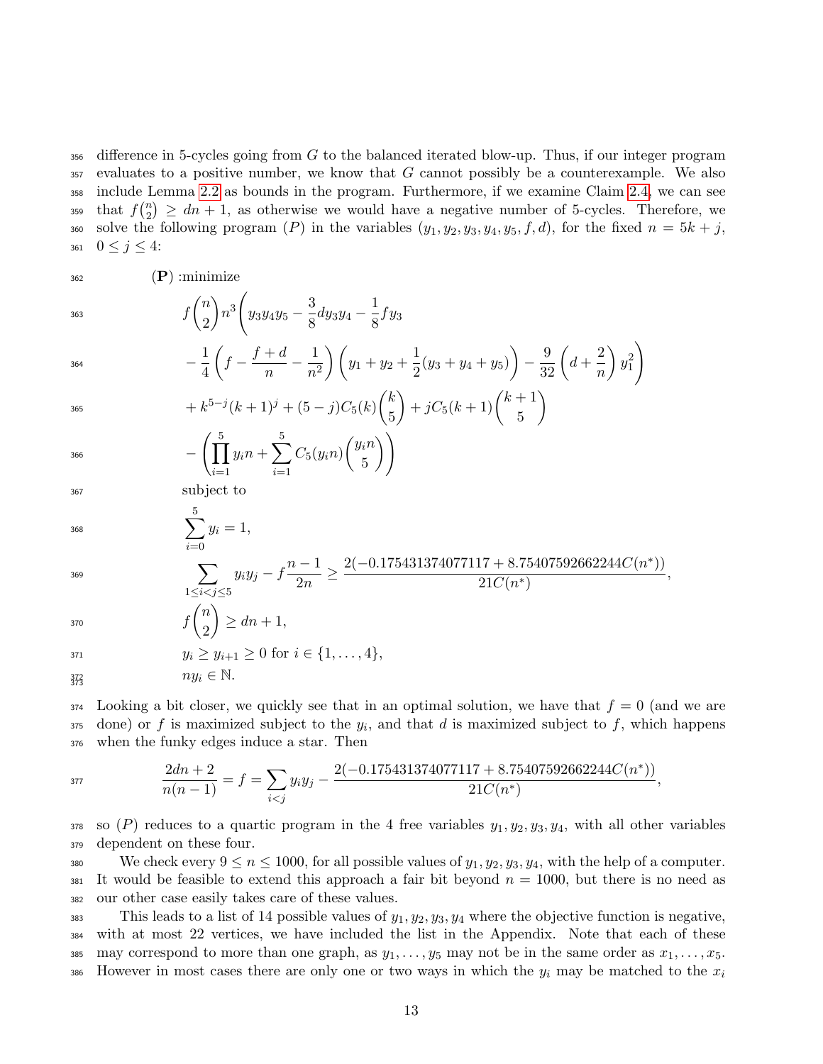difference in 5-cycles going from $G$ to the balanced iterated blow-up. Thus, if our integer program evaluates to a positive number, we know that $G$ cannot possibly be a counterexample. We also include Lemma 2.2 as bounds in the program. Furthermore, if we examine Claim 2.4, we can see that $f\binom{n}{2} \geq dn+1$, as otherwise we would have a negative number of 5-cycles. Therefore, we solve the following program $(P)$ in the variables $(y_1, y_2, y_3, y_4, y_5, f, d)$, for the fixed $n = 5k+j$, $0 \leq j \leq 4$:

$$
\begin{aligned}
\textbf{(P)} :& \text{minimize} \\
& f\binom{n}{2} n^3 \Bigg( y_3 y_4 y_5 - \frac{3}{8} d y_3 y_4 - \frac{1}{8} f y_3 \\
& \quad - \frac{1}{4}\left(f - \frac{f+d}{n} - \frac{1}{n^2}\right)\left(y_1 + y_2 + \frac{1}{2}(y_3+y_4+y_5)\right) - \frac{9}{32}\left(d + \frac{2}{n}\right) y_1^2 \Bigg) \\
& \quad + k^{5-j}(k+1)^j + (5-j) C_5(k)\binom{k}{5} + j C_5(k+1)\binom{k+1}{5} \\
& \quad - \left( \prod_{i=1}^{5} y_i n + \sum_{i=1}^{5} C_5(y_i n)\binom{y_i n}{5} \right) \\
& \text{subject to} \\
& \sum_{i=0}^{5} y_i = 1, \\
& \sum_{1 \leq i < j \leq 5} y_i y_j - f\frac{n-1}{2n} \geq \frac{2(-0.175431374077117 + 8.75407592662244 C(n^*))}{21 C(n^*)}, \\
& f\binom{n}{2} \geq dn + 1, \\
& y_i \geq y_{i+1} \geq 0 \text{ for } i \in \{1, \ldots, 4\}, \\
& n y_i \in \mathbb{N}.
\end{aligned}
$$

Looking a bit closer, we quickly see that in an optimal solution, we have that $f = 0$ (and we are done) or $f$ is maximized subject to the $y_i$, and that $d$ is maximized subject to $f$, which happens when the funky edges induce a star. Then

$$
\frac{2dn+2}{n(n-1)} = f = \sum_{i<j} y_i y_j - \frac{2(-0.175431374077117 + 8.75407592662244 C(n^*))}{21 C(n^*)},
$$

so $(P)$ reduces to a quartic program in the 4 free variables $y_1, y_2, y_3, y_4$, with all other variables dependent on these four.

We check every $9 \leq n \leq 1000$, for all possible values of $y_1, y_2, y_3, y_4$, with the help of a computer. It would be feasible to extend this approach a fair bit beyond $n = 1000$, but there is no need as our other case easily takes care of these values.

This leads to a list of 14 possible values of $y_1, y_2, y_3, y_4$ where the objective function is negative, with at most 22 vertices, we have included the list in the Appendix. Note that each of these may correspond to more than one graph, as $y_1, \ldots, y_5$ may not be in the same order as $x_1, \ldots, x_5$. However in most cases there are only one or two ways in which the $y_i$ may be matched to the $x_i$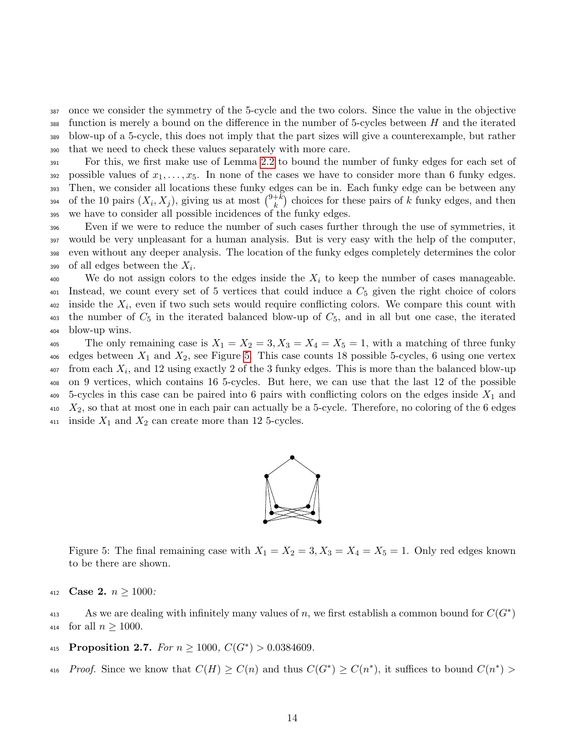once we consider the symmetry of the 5-cycle and the two colors. Since the value in the objective function is merely a bound on the difference in the number of 5-cycles between $H$ and the iterated blow-up of a 5-cycle, this does not imply that the part sizes will give a counterexample, but rather that we need to check these values separately with more care.

For this, we first make use of Lemma 2.2 to bound the number of funky edges for each set of possible values of $x_1, \ldots, x_5$. In none of the cases we have to consider more than 6 funky edges. Then, we consider all locations these funky edges can be in. Each funky edge can be between any of the 10 pairs $(X_i, X_j)$, giving us at most $\binom{9+k}{k}$ choices for these pairs of $k$ funky edges, and then we have to consider all possible incidences of the funky edges.

Even if we were to reduce the number of such cases further through the use of symmetries, it would be very unpleasant for a human analysis. But is very easy with the help of the computer, even without any deeper analysis. The location of the funky edges completely determines the color of all edges between the $X_i$.

We do not assign colors to the edges inside the $X_i$ to keep the number of cases manageable. Instead, we count every set of 5 vertices that could induce a $C_5$ given the right choice of colors inside the $X_i$, even if two such sets would require conflicting colors. We compare this count with the number of $C_5$ in the iterated balanced blow-up of $C_5$, and in all but one case, the iterated blow-up wins.

The only remaining case is $X_1 = X_2 = 3, X_3 = X_4 = X_5 = 1$, with a matching of three funky edges between $X_1$ and $X_2$, see Figure 5. This case counts 18 possible 5-cycles, 6 using one vertex from each $X_i$, and 12 using exactly 2 of the 3 funky edges. This is more than the balanced blow-up on 9 vertices, which contains 16 5-cycles. But here, we can use that the last 12 of the possible 5-cycles in this case can be paired into 6 pairs with conflicting colors on the edges inside $X_1$ and $X_2$, so that at most one in each pair can actually be a 5-cycle. Therefore, no coloring of the 6 edges inside $X_1$ and $X_2$ can create more than 12 5-cycles.

Figure 5: The final remaining case with $X_1 = X_2 = 3, X_3 = X_4 = X_5 = 1$. Only red edges known to be there are shown.

**Case 2.** *$n \geq 1000$:*

As we are dealing with infinitely many values of $n$, we first establish a common bound for $C(G^*)$ for all $n \geq 1000$.

**Proposition 2.7.** *For $n \geq 1000$, $C(G^*) > 0.0384609$.*

*Proof.* Since we know that $C(H) \geq C(n)$ and thus $C(G^*) \geq C(n^*)$, it suffices to bound $C(n^*) >$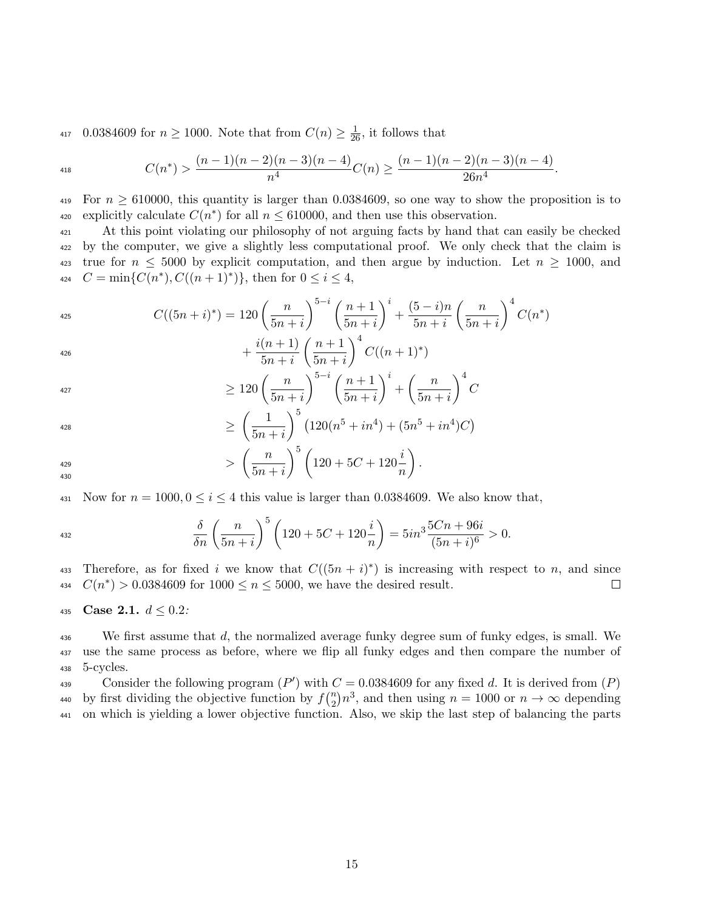0.0384609 for $n \geq 1000$. Note that from $C(n) \geq \frac{1}{26}$, it follows that

$$C(n^*) > \frac{(n-1)(n-2)(n-3)(n-4)}{n^4} C(n) \geq \frac{(n-1)(n-2)(n-3)(n-4)}{26n^4}.$$

For $n \geq 610000$, this quantity is larger than 0.0384609, so one way to show the proposition is to explicitly calculate $C(n^*)$ for all $n \leq 610000$, and then use this observation.

At this point violating our philosophy of not arguing facts by hand that can easily be checked by the computer, we give a slightly less computational proof. We only check that the claim is true for $n \leq 5000$ by explicit computation, and then argue by induction. Let $n \geq 1000$, and $C = \min\{C(n^*), C((n+1)^*)\}$, then for $0 \leq i \leq 4$,

$$\begin{aligned}
C((5n+i)^*) &= 120 \left(\frac{n}{5n+i}\right)^{5-i} \left(\frac{n+1}{5n+i}\right)^{i} + \frac{(5-i)n}{5n+i} \left(\frac{n}{5n+i}\right)^4 C(n^*) \\
&\quad + \frac{i(n+1)}{5n+i} \left(\frac{n+1}{5n+i}\right)^4 C((n+1)^*) \\
&\geq 120 \left(\frac{n}{5n+i}\right)^{5-i} \left(\frac{n+1}{5n+i}\right)^{i} + \left(\frac{n}{5n+i}\right)^4 C \\
&\geq \left(\frac{1}{5n+i}\right)^5 \left(120(n^5 + in^4) + (5n^5 + in^4)C\right) \\
&> \left(\frac{n}{5n+i}\right)^5 \left(120 + 5C + 120\frac{i}{n}\right).
\end{aligned}$$

Now for $n = 1000, 0 \leq i \leq 4$ this value is larger than 0.0384609. We also know that,

$$\frac{\delta}{\delta n} \left(\frac{n}{5n+i}\right)^5 \left(120 + 5C + 120\frac{i}{n}\right) = 5in^3 \frac{5Cn + 96i}{(5n+i)^6} > 0.$$

Therefore, as for fixed $i$ we know that $C((5n+i)^*)$ is increasing with respect to $n$, and since $C(n^*) > 0.0384609$ for $1000 \leq n \leq 5000$, we have the desired result. □

**Case 2.1.** *$d \leq 0.2$:*

We first assume that $d$, the normalized average funky degree sum of funky edges, is small. We use the same process as before, where we flip all funky edges and then compare the number of 5-cycles.

Consider the following program $(P')$ with $C = 0.0384609$ for any fixed $d$. It is derived from $(P)$ by first dividing the objective function by $f\binom{n}{2}n^3$, and then using $n = 1000$ or $n \to \infty$ depending on which is yielding a lower objective function. Also, we skip the last step of balancing the parts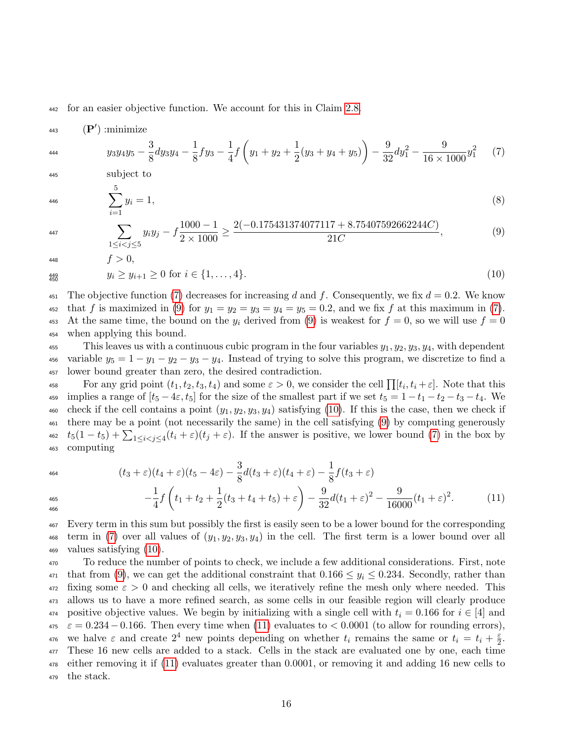for an easier objective function. We account for this in Claim 2.8.

$(\mathbf{P'})$ :minimize

$$y_3y_4y_5 - \frac{3}{8}dy_3y_4 - \frac{1}{8}fy_3 - \frac{1}{4}f\left(y_1 + y_2 + \frac{1}{2}(y_3 + y_4 + y_5)\right) - \frac{9}{32}dy_1^2 - \frac{9}{16 \times 1000}y_1^2 \tag{7}$$

subject to

$$\sum_{i=1}^{5} y_i = 1, \tag{8}$$

$$\sum_{1\le i<j\le 5} y_iy_j - f\frac{1000-1}{2\times 1000} \ge \frac{2(-0.175431374077117 + 8.75407592662244C)}{21C}, \tag{9}$$

$$f > 0,$$

$$y_i \ge y_{i+1} \ge 0 \text{ for } i \in \{1, \dots, 4\}. \tag{10}$$

The objective function (7) decreases for increasing $d$ and $f$. Consequently, we fix $d = 0.2$. We know that $f$ is maximized in (9) for $y_1 = y_2 = y_3 = y_4 = y_5 = 0.2$, and we fix $f$ at this maximum in (7). At the same time, the bound on the $y_i$ derived from (9) is weakest for $f = 0$, so we will use $f = 0$ when applying this bound.

This leaves us with a continuous cubic program in the four variables $y_1, y_2, y_3, y_4$, with dependent variable $y_5 = 1 - y_1 - y_2 - y_3 - y_4$. Instead of trying to solve this program, we discretize to find a lower bound greater than zero, the desired contradiction.

For any grid point $(t_1, t_2, t_3, t_4)$ and some $\varepsilon > 0$, we consider the cell $\prod[t_i, t_i + \varepsilon]$. Note that this implies a range of $[t_5 - 4\varepsilon, t_5]$ for the size of the smallest part if we set $t_5 = 1 - t_1 - t_2 - t_3 - t_4$. We check if the cell contains a point $(y_1, y_2, y_3, y_4)$ satisfying (10). If this is the case, then we check if there may be a point (not necessarily the same) in the cell satisfying (9) by computing generously $t_5(1 - t_5) + \sum_{1\le i<j\le 4}(t_i + \varepsilon)(t_j + \varepsilon)$. If the answer is positive, we lower bound (7) in the box by computing

$$(t_3 + \varepsilon)(t_4 + \varepsilon)(t_5 - 4\varepsilon) - \frac{3}{8}d(t_3 + \varepsilon)(t_4 + \varepsilon) - \frac{1}{8}f(t_3 + \varepsilon)$$
$$-\frac{1}{4}f\left(t_1 + t_2 + \frac{1}{2}(t_3 + t_4 + t_5) + \varepsilon\right) - \frac{9}{32}d(t_1 + \varepsilon)^2 - \frac{9}{16000}(t_1 + \varepsilon)^2. \tag{11}$$

Every term in this sum but possibly the first is easily seen to be a lower bound for the corresponding term in (7) over all values of $(y_1, y_2, y_3, y_4)$ in the cell. The first term is a lower bound over all values satisfying (10).

To reduce the number of points to check, we include a few additional considerations. First, note that from (9), we can get the additional constraint that $0.166 \le y_i \le 0.234$. Secondly, rather than fixing some $\varepsilon > 0$ and checking all cells, we iteratively refine the mesh only where needed. This allows us to have a more refined search, as some cells in our feasible region will clearly produce positive objective values. We begin by initializing with a single cell with $t_i = 0.166$ for $i \in [4]$ and $\varepsilon = 0.234 - 0.166$. Then every time when (11) evaluates to $< 0.0001$ (to allow for rounding errors), we halve $\varepsilon$ and create $2^4$ new points depending on whether $t_i$ remains the same or $t_i = t_i + \frac{\varepsilon}{2}$. These 16 new cells are added to a stack. Cells in the stack are evaluated one by one, each time either removing it if (11) evaluates greater than 0.0001, or removing it and adding 16 new cells to the stack.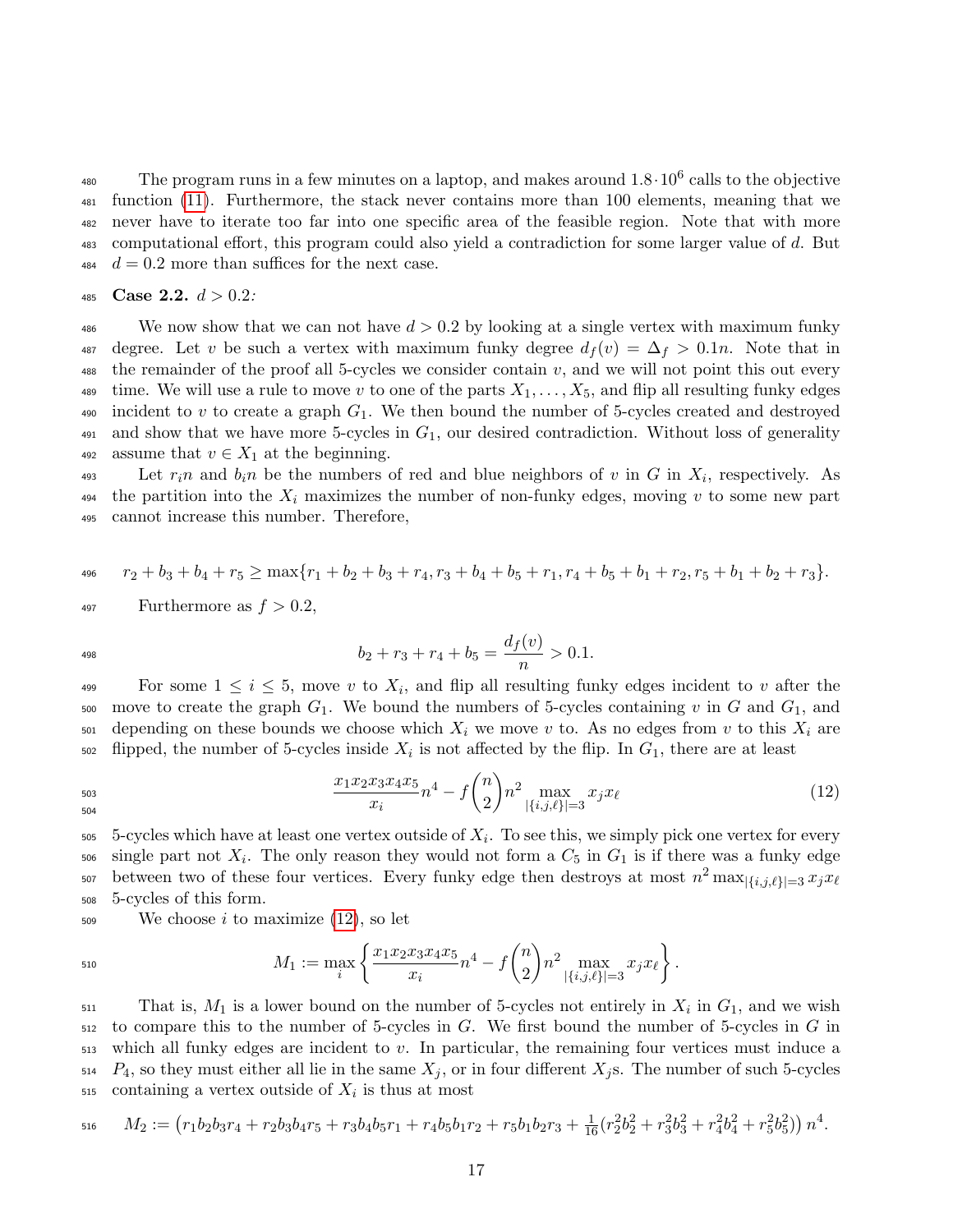The program runs in a few minutes on a laptop, and makes around $1.8 \cdot 10^6$ calls to the objective function (11). Furthermore, the stack never contains more than 100 elements, meaning that we never have to iterate too far into one specific area of the feasible region. Note that with more computational effort, this program could also yield a contradiction for some larger value of $d$. But $d = 0.2$ more than suffices for the next case.

**Case 2.2.** *$d > 0.2$:*

We now show that we can not have $d > 0.2$ by looking at a single vertex with maximum funky degree. Let $v$ be such a vertex with maximum funky degree $d_f(v) = \Delta_f > 0.1n$. Note that in the remainder of the proof all 5-cycles we consider contain $v$, and we will not point this out every time. We will use a rule to move $v$ to one of the parts $X_1, \ldots, X_5$, and flip all resulting funky edges incident to $v$ to create a graph $G_1$. We then bound the number of 5-cycles created and destroyed and show that we have more 5-cycles in $G_1$, our desired contradiction. Without loss of generality assume that $v \in X_1$ at the beginning.

Let $r_i n$ and $b_i n$ be the numbers of red and blue neighbors of $v$ in $G$ in $X_i$, respectively. As the partition into the $X_i$ maximizes the number of non-funky edges, moving $v$ to some new part cannot increase this number. Therefore,

$$r_2 + b_3 + b_4 + r_5 \geq \max\{r_1 + b_2 + b_3 + r_4, r_3 + b_4 + b_5 + r_1, r_4 + b_5 + b_1 + r_2, r_5 + b_1 + b_2 + r_3\}.$$

Furthermore as $f > 0.2$,

$$b_2 + r_3 + r_4 + b_5 = \frac{d_f(v)}{n} > 0.1.$$

For some $1 \leq i \leq 5$, move $v$ to $X_i$, and flip all resulting funky edges incident to $v$ after the move to create the graph $G_1$. We bound the numbers of 5-cycles containing $v$ in $G$ and $G_1$, and depending on these bounds we choose which $X_i$ we move $v$ to. As no edges from $v$ to this $X_i$ are flipped, the number of 5-cycles inside $X_i$ is not affected by the flip. In $G_1$, there are at least

$$\frac{x_1 x_2 x_3 x_4 x_5}{x_i} n^4 - f \binom{n}{2} n^2 \max_{|\{i,j,\ell\}|=3} x_j x_\ell \tag{12}$$

5-cycles which have at least one vertex outside of $X_i$. To see this, we simply pick one vertex for every single part not $X_i$. The only reason they would not form a $C_5$ in $G_1$ is if there was a funky edge between two of these four vertices. Every funky edge then destroys at most $n^2 \max_{|\{i,j,\ell\}|=3} x_j x_\ell$ 5-cycles of this form.

We choose $i$ to maximize (12), so let

$$M_1 := \max_i \left\{ \frac{x_1 x_2 x_3 x_4 x_5}{x_i} n^4 - f \binom{n}{2} n^2 \max_{|\{i,j,\ell\}|=3} x_j x_\ell \right\}.$$

That is, $M_1$ is a lower bound on the number of 5-cycles not entirely in $X_i$ in $G_1$, and we wish to compare this to the number of 5-cycles in $G$. We first bound the number of 5-cycles in $G$ in which all funky edges are incident to $v$. In particular, the remaining four vertices must induce a $P_4$, so they must either all lie in the same $X_j$, or in four different $X_j$s. The number of such 5-cycles containing a vertex outside of $X_i$ is thus at most

$$M_2 := \left(r_1 b_2 b_3 r_4 + r_2 b_3 b_4 r_5 + r_3 b_4 b_5 r_1 + r_4 b_5 b_1 r_2 + r_5 b_1 b_2 r_3 + \tfrac{1}{16}(r_2^2 b_2^2 + r_3^2 b_3^2 + r_4^2 b_4^2 + r_5^2 b_5^2)\right) n^4.$$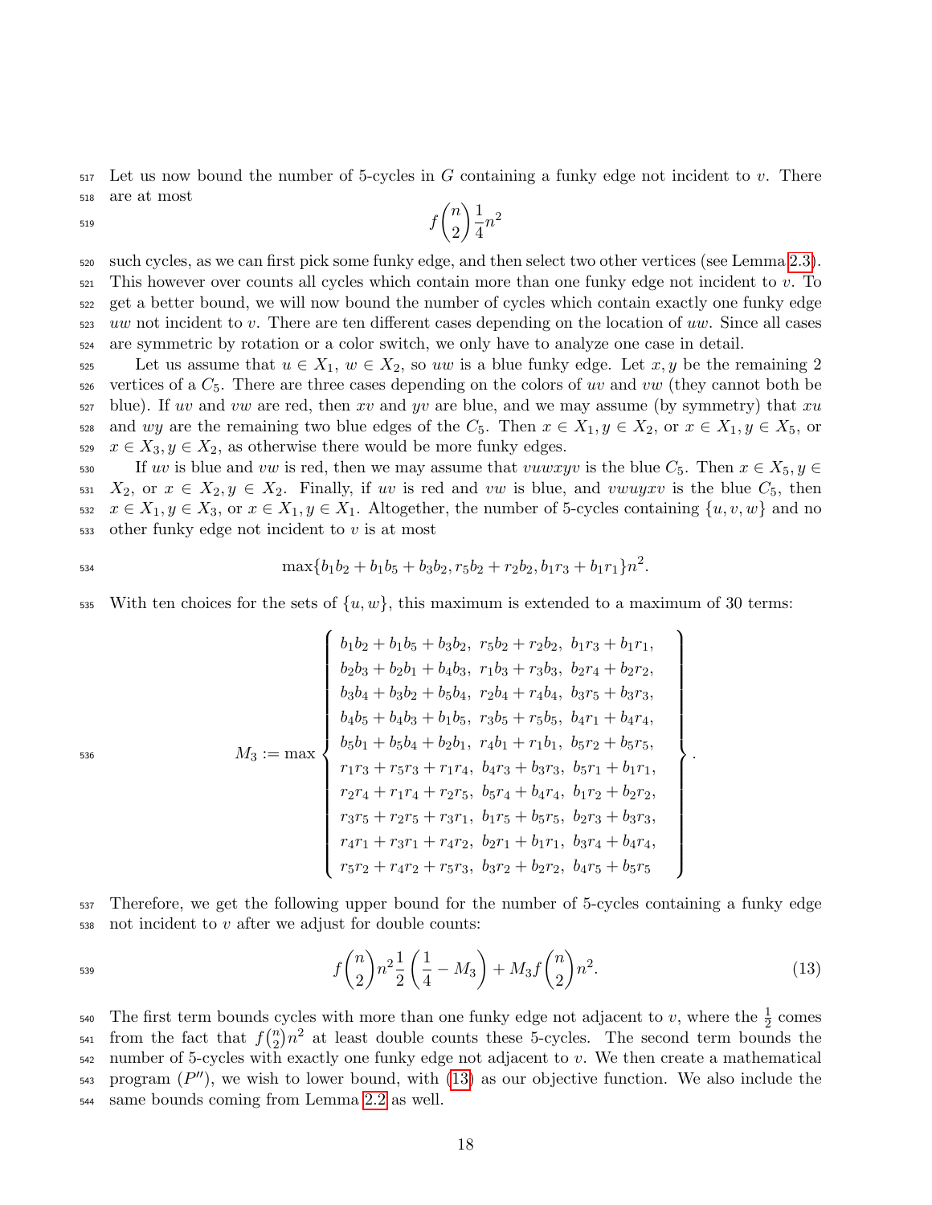Let us now bound the number of 5-cycles in $G$ containing a funky edge not incident to $v$. There are at most

$$f\binom{n}{2}\frac{1}{4}n^2$$

such cycles, as we can first pick some funky edge, and then select two other vertices (see Lemma 2.3). This however over counts all cycles which contain more than one funky edge not incident to $v$. To get a better bound, we will now bound the number of cycles which contain exactly one funky edge $uw$ not incident to $v$. There are ten different cases depending on the location of $uw$. Since all cases are symmetric by rotation or a color switch, we only have to analyze one case in detail.

Let us assume that $u \in X_1$, $w \in X_2$, so $uw$ is a blue funky edge. Let $x, y$ be the remaining 2 vertices of a $C_5$. There are three cases depending on the colors of $uv$ and $vw$ (they cannot both be blue). If $uv$ and $vw$ are red, then $xv$ and $yv$ are blue, and we may assume (by symmetry) that $xu$ and $wy$ are the remaining two blue edges of the $C_5$. Then $x \in X_1, y \in X_2$, or $x \in X_1, y \in X_5$, or $x \in X_3, y \in X_2$, as otherwise there would be more funky edges.

If $uv$ is blue and $vw$ is red, then we may assume that $vuwxyv$ is the blue $C_5$. Then $x \in X_5, y \in X_2$, or $x \in X_2, y \in X_2$. Finally, if $uv$ is red and $vw$ is blue, and $vwuyxv$ is the blue $C_5$, then $x \in X_1, y \in X_3$, or $x \in X_1, y \in X_1$. Altogether, the number of 5-cycles containing $\{u, v, w\}$ and no other funky edge not incident to $v$ is at most

$$\max\{b_1b_2 + b_1b_5 + b_3b_2, r_5b_2 + r_2b_2, b_1r_3 + b_1r_1\}n^2.$$

With ten choices for the sets of $\{u, w\}$, this maximum is extended to a maximum of 30 terms:

$$M_3 := \max\left\{\begin{array}{l}
b_1b_2 + b_1b_5 + b_3b_2,\ r_5b_2 + r_2b_2,\ b_1r_3 + b_1r_1,\\
b_2b_3 + b_2b_1 + b_4b_3,\ r_1b_3 + r_3b_3,\ b_2r_4 + b_2r_2,\\
b_3b_4 + b_3b_2 + b_5b_4,\ r_2b_4 + r_4b_4,\ b_3r_5 + b_3r_3,\\
b_4b_5 + b_4b_3 + b_1b_5,\ r_3b_5 + r_5b_5,\ b_4r_1 + b_4r_4,\\
b_5b_1 + b_5b_4 + b_2b_1,\ r_4b_1 + r_1b_1,\ b_5r_2 + b_5r_5,\\
r_1r_3 + r_5r_3 + r_1r_4,\ b_4r_3 + b_3r_3,\ b_5r_1 + b_1r_1,\\
r_2r_4 + r_1r_4 + r_2r_5,\ b_5r_4 + b_4r_4,\ b_1r_2 + b_2r_2,\\
r_3r_5 + r_2r_5 + r_3r_1,\ b_1r_5 + b_5r_5,\ b_2r_3 + b_3r_3,\\
r_4r_1 + r_3r_1 + r_4r_2,\ b_2r_1 + b_1r_1,\ b_3r_4 + b_4r_4,\\
r_5r_2 + r_4r_2 + r_5r_3,\ b_3r_2 + b_2r_2,\ b_4r_5 + b_5r_5
\end{array}\right\}.$$

Therefore, we get the following upper bound for the number of 5-cycles containing a funky edge not incident to $v$ after we adjust for double counts:

$$f\binom{n}{2}n^2\frac{1}{2}\left(\frac{1}{4} - M_3\right) + M_3 f\binom{n}{2}n^2. \tag{13}$$

The first term bounds cycles with more than one funky edge not adjacent to $v$, where the $\frac{1}{2}$ comes from the fact that $f\binom{n}{2}n^2$ at least double counts these 5-cycles. The second term bounds the number of 5-cycles with exactly one funky edge not adjacent to $v$. We then create a mathematical program $(P'')$, we wish to lower bound, with (13) as our objective function. We also include the same bounds coming from Lemma 2.2 as well.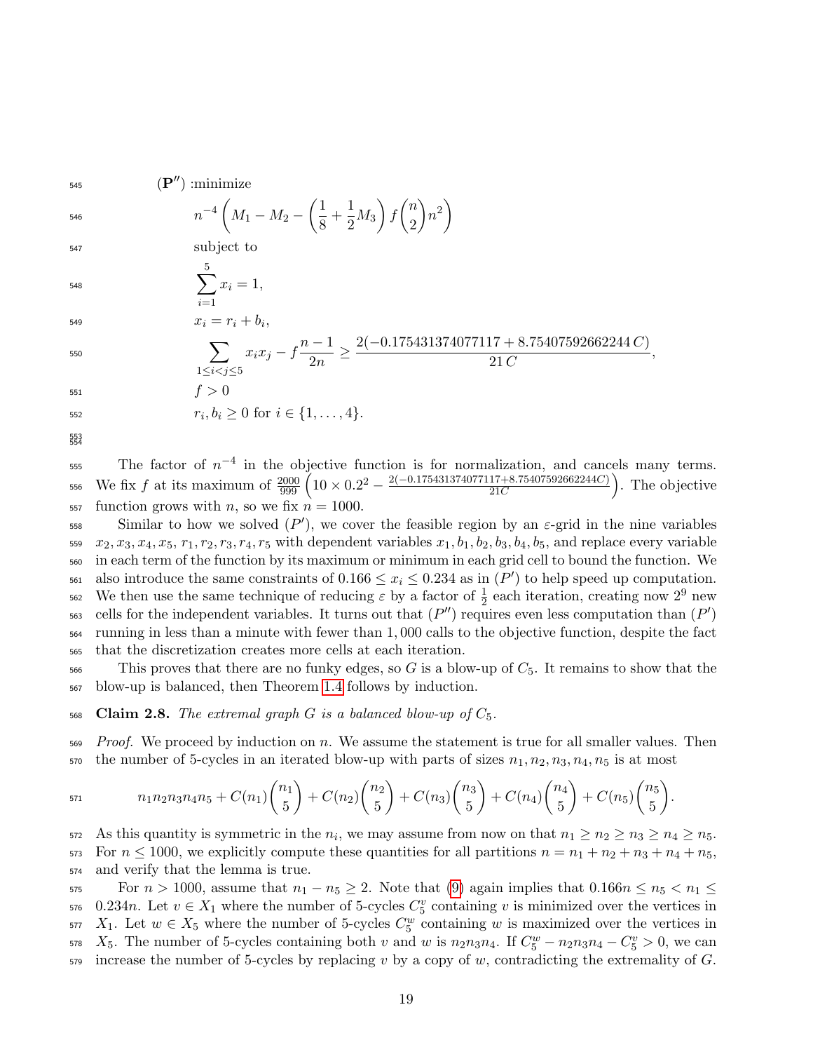$$
\begin{aligned}
(\mathbf{P''}) &: \text{minimize} \\
& n^{-4}\left(M_1 - M_2 - \left(\frac{1}{8} + \frac{1}{2}M_3\right) f \binom{n}{2} n^2\right) \\
& \text{subject to} \\
& \sum_{i=1}^{5} x_i = 1, \\
& x_i = r_i + b_i, \\
& \sum_{1 \le i < j \le 5} x_i x_j - f\frac{n-1}{2n} \ge \frac{2(-0.175431374077117 + 8.75407592662244\,C)}{21\,C}, \\
& f > 0 \\
& r_i, b_i \ge 0 \text{ for } i \in \{1, \dots, 4\}.
\end{aligned}
$$

The factor of $n^{-4}$ in the objective function is for normalization, and cancels many terms. We fix $f$ at its maximum of $\frac{2000}{999}\left(10 \times 0.2^2 - \frac{2(-0.175431374077117+8.75407592662244C)}{21C}\right)$. The objective function grows with $n$, so we fix $n = 1000$.

Similar to how we solved $(P')$, we cover the feasible region by an $\varepsilon$-grid in the nine variables $x_2, x_3, x_4, x_5, r_1, r_2, r_3, r_4, r_5$ with dependent variables $x_1, b_1, b_2, b_3, b_4, b_5$, and replace every variable in each term of the function by its maximum or minimum in each grid cell to bound the function. We also introduce the same constraints of $0.166 \le x_i \le 0.234$ as in $(P')$ to help speed up computation. We then use the same technique of reducing $\varepsilon$ by a factor of $\frac{1}{2}$ each iteration, creating now $2^9$ new cells for the independent variables. It turns out that $(P'')$ requires even less computation than $(P')$ running in less than a minute with fewer than 1,000 calls to the objective function, despite the fact that the discretization creates more cells at each iteration.

This proves that there are no funky edges, so $G$ is a blow-up of $C_5$. It remains to show that the blow-up is balanced, then Theorem 1.4 follows by induction.

**Claim 2.8.** *The extremal graph $G$ is a balanced blow-up of $C_5$.*

*Proof.* We proceed by induction on $n$. We assume the statement is true for all smaller values. Then the number of 5-cycles in an iterated blow-up with parts of sizes $n_1, n_2, n_3, n_4, n_5$ is at most

$$
n_1 n_2 n_3 n_4 n_5 + C(n_1)\binom{n_1}{5} + C(n_2)\binom{n_2}{5} + C(n_3)\binom{n_3}{5} + C(n_4)\binom{n_4}{5} + C(n_5)\binom{n_5}{5}.
$$

As this quantity is symmetric in the $n_i$, we may assume from now on that $n_1 \ge n_2 \ge n_3 \ge n_4 \ge n_5$. For $n \le 1000$, we explicitly compute these quantities for all partitions $n = n_1 + n_2 + n_3 + n_4 + n_5$, and verify that the lemma is true.

For $n > 1000$, assume that $n_1 - n_5 \ge 2$. Note that (9) again implies that $0.166n \le n_5 < n_1 \le 0.234n$. Let $v \in X_1$ where the number of 5-cycles $C_5^v$ containing $v$ is minimized over the vertices in $X_1$. Let $w \in X_5$ where the number of 5-cycles $C_5^w$ containing $w$ is maximized over the vertices in $X_5$. The number of 5-cycles containing both $v$ and $w$ is $n_2 n_3 n_4$. If $C_5^w - n_2 n_3 n_4 - C_5^v > 0$, we can increase the number of 5-cycles by replacing $v$ by a copy of $w$, contradicting the extremality of $G$.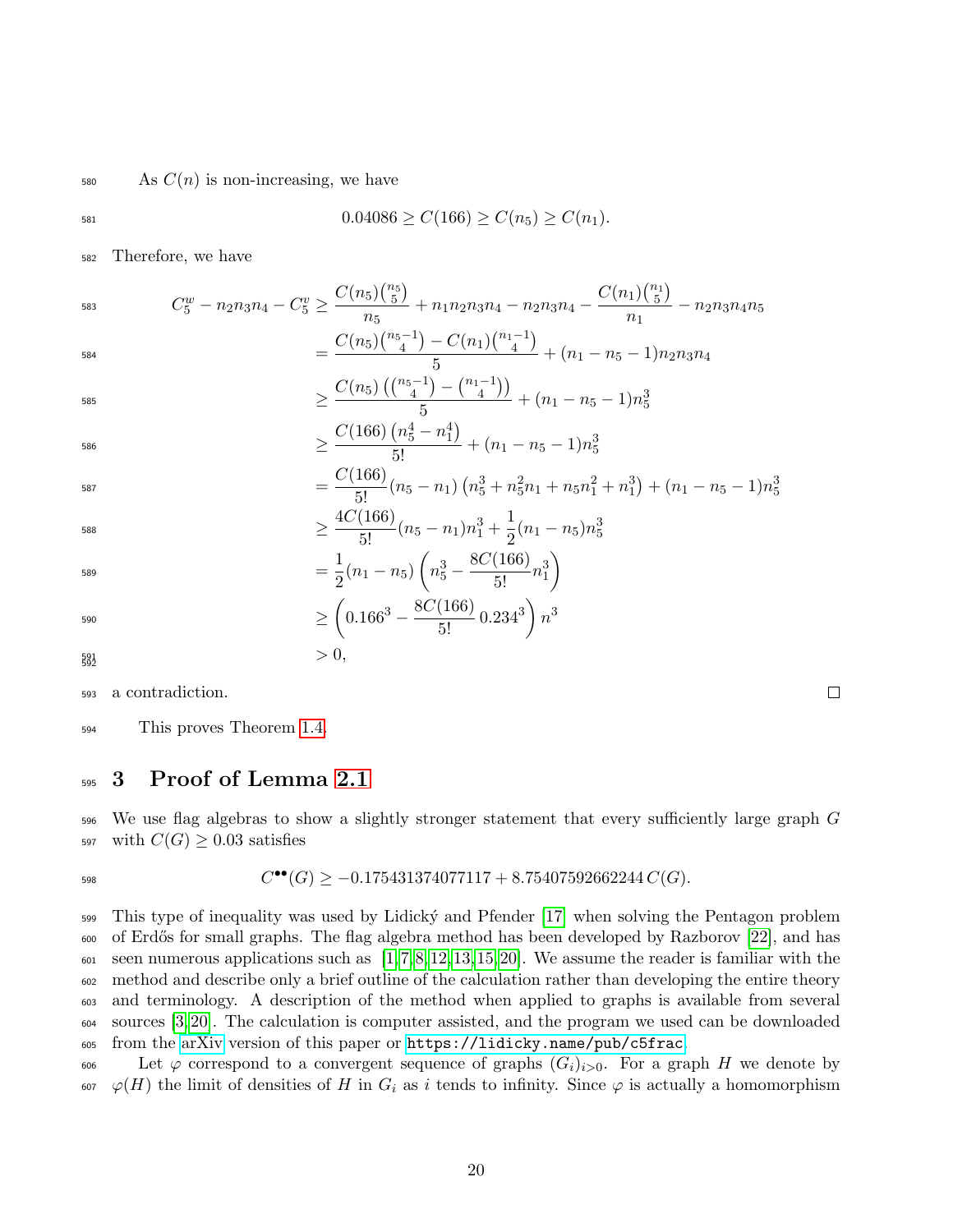As $C(n)$ is non-increasing, we have

$$0.04086 \geq C(166) \geq C(n_5) \geq C(n_1).$$

Therefore, we have

$$\begin{aligned}
C_5^w - n_2n_3n_4 - C_5^v &\geq \frac{C(n_5)\binom{n_5}{5}}{n_5} + n_1n_2n_3n_4 - n_2n_3n_4 - \frac{C(n_1)\binom{n_1}{5}}{n_1} - n_2n_3n_4n_5 \\
&= \frac{C(n_5)\binom{n_5-1}{4} - C(n_1)\binom{n_1-1}{4}}{5} + (n_1 - n_5 - 1)n_2n_3n_4 \\
&\geq \frac{C(n_5)\left(\binom{n_5-1}{4} - \binom{n_1-1}{4}\right)}{5} + (n_1 - n_5 - 1)n_5^3 \\
&\geq \frac{C(166)\left(n_5^4 - n_1^4\right)}{5!} + (n_1 - n_5 - 1)n_5^3 \\
&= \frac{C(166)}{5!}(n_5 - n_1)\left(n_5^3 + n_5^2n_1 + n_5n_1^2 + n_1^3\right) + (n_1 - n_5 - 1)n_5^3 \\
&\geq \frac{4C(166)}{5!}(n_5 - n_1)n_1^3 + \frac{1}{2}(n_1 - n_5)n_5^3 \\
&= \frac{1}{2}(n_1 - n_5)\left(n_5^3 - \frac{8C(166)}{5!}n_1^3\right) \\
&\geq \left(0.166^3 - \frac{8C(166)}{5!}\,0.234^3\right)n^3 \\
&> 0,
\end{aligned}$$

a contradiction. □

This proves Theorem 1.4.

# 3 Proof of Lemma 2.1

We use flag algebras to show a slightly stronger statement that every sufficiently large graph $G$ with $C(G) \geq 0.03$ satisfies

$$C^{\bullet\bullet}(G) \geq -0.175431374077117 + 8.75407592662244\, C(G).$$

This type of inequality was used by Lidický and Pfender [17] when solving the Pentagon problem of Erdős for small graphs. The flag algebra method has been developed by Razborov [22], and has seen numerous applications such as [1,7,8,12,13,15,20]. We assume the reader is familiar with the method and describe only a brief outline of the calculation rather than developing the entire theory and terminology. A description of the method when applied to graphs is available from several sources [3,20]. The calculation is computer assisted, and the program we used can be downloaded from the arXiv version of this paper or https://lidicky.name/pub/c5frac.

Let $\varphi$ correspond to a convergent sequence of graphs $(G_i)_{i>0}$. For a graph $H$ we denote by $\varphi(H)$ the limit of densities of $H$ in $G_i$ as $i$ tends to infinity. Since $\varphi$ is actually a homomorphism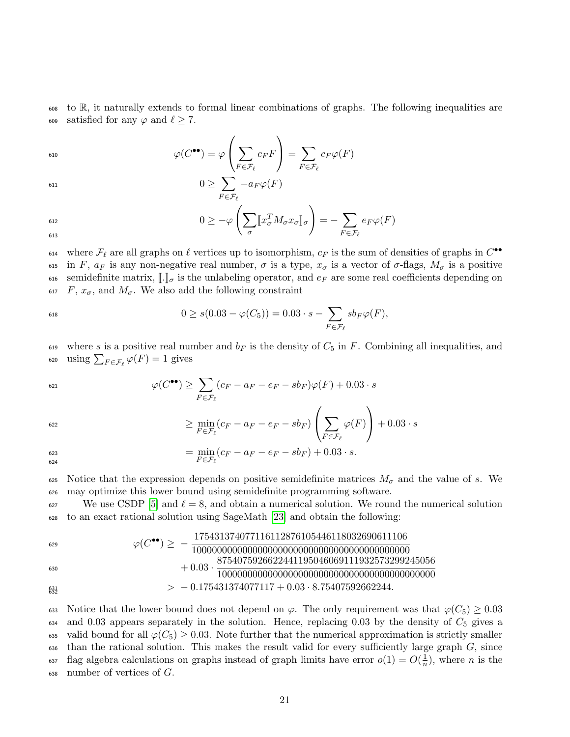to $\mathbb{R}$, it naturally extends to formal linear combinations of graphs. The following inequalities are satisfied for any $\varphi$ and $\ell \geq 7$.

$$\varphi(C^{\bullet\bullet}) = \varphi\left(\sum_{F \in \mathcal{F}_\ell} c_F F\right) = \sum_{F \in \mathcal{F}_\ell} c_F \varphi(F)$$

$$0 \geq \sum_{F \in \mathcal{F}_\ell} -a_F \varphi(F)$$

$$0 \geq -\varphi\left(\sum_{\sigma} [\![ x_\sigma^T M_\sigma x_\sigma ]\!]_\sigma\right) = -\sum_{F \in \mathcal{F}_\ell} e_F \varphi(F)$$

where $\mathcal{F}_\ell$ are all graphs on $\ell$ vertices up to isomorphism, $c_F$ is the sum of densities of graphs in $C^{\bullet\bullet}$ in $F$, $a_F$ is any non-negative real number, $\sigma$ is a type, $x_\sigma$ is a vector of $\sigma$-flags, $M_\sigma$ is a positive semidefinite matrix, $[\![.]\!]_\sigma$ is the unlabeling operator, and $e_F$ are some real coefficients depending on $F$, $x_\sigma$, and $M_\sigma$. We also add the following constraint

$$0 \geq s(0.03 - \varphi(C_5)) = 0.03 \cdot s - \sum_{F \in \mathcal{F}_\ell} s b_F \varphi(F),$$

where $s$ is a positive real number and $b_F$ is the density of $C_5$ in $F$. Combining all inequalities, and using $\sum_{F \in \mathcal{F}_\ell} \varphi(F) = 1$ gives

$$\begin{aligned}
\varphi(C^{\bullet\bullet}) &\geq \sum_{F \in \mathcal{F}_\ell} (c_F - a_F - e_F - s b_F)\varphi(F) + 0.03 \cdot s \\
&\geq \min_{F \in \mathcal{F}_\ell} (c_F - a_F - e_F - s b_F)\left(\sum_{F \in \mathcal{F}_\ell} \varphi(F)\right) + 0.03 \cdot s \\
&= \min_{F \in \mathcal{F}_\ell} (c_F - a_F - e_F - s b_F) + 0.03 \cdot s.
\end{aligned}$$

Notice that the expression depends on positive semidefinite matrices $M_\sigma$ and the value of $s$. We may optimize this lower bound using semidefinite programming software.

We use CSDP [5] and $\ell = 8$, and obtain a numerical solution. We round the numerical solution to an exact rational solution using SageMath [23] and obtain the following:

$$\begin{aligned}
\varphi(C^{\bullet\bullet}) \geq &-\frac{17543137407711611287610544611803269061106}{100000000000000000000000000000000000000000} \\
&+ 0.03 \cdot \frac{875407592662244119504606911193257329924505​6}{1000000000000000000000000000000000000000000} \\
> &-0.175431374077117 + 0.03 \cdot 8.75407592662244.
\end{aligned}$$

Notice that the lower bound does not depend on $\varphi$. The only requirement was that $\varphi(C_5) \geq 0.03$ and 0.03 appears separately in the solution. Hence, replacing 0.03 by the density of $C_5$ gives a valid bound for all $\varphi(C_5) \geq 0.03$. Note further that the numerical approximation is strictly smaller than the rational solution. This makes the result valid for every sufficiently large graph $G$, since flag algebra calculations on graphs instead of graph limits have error $o(1) = O(\frac{1}{n})$, where $n$ is the number of vertices of $G$.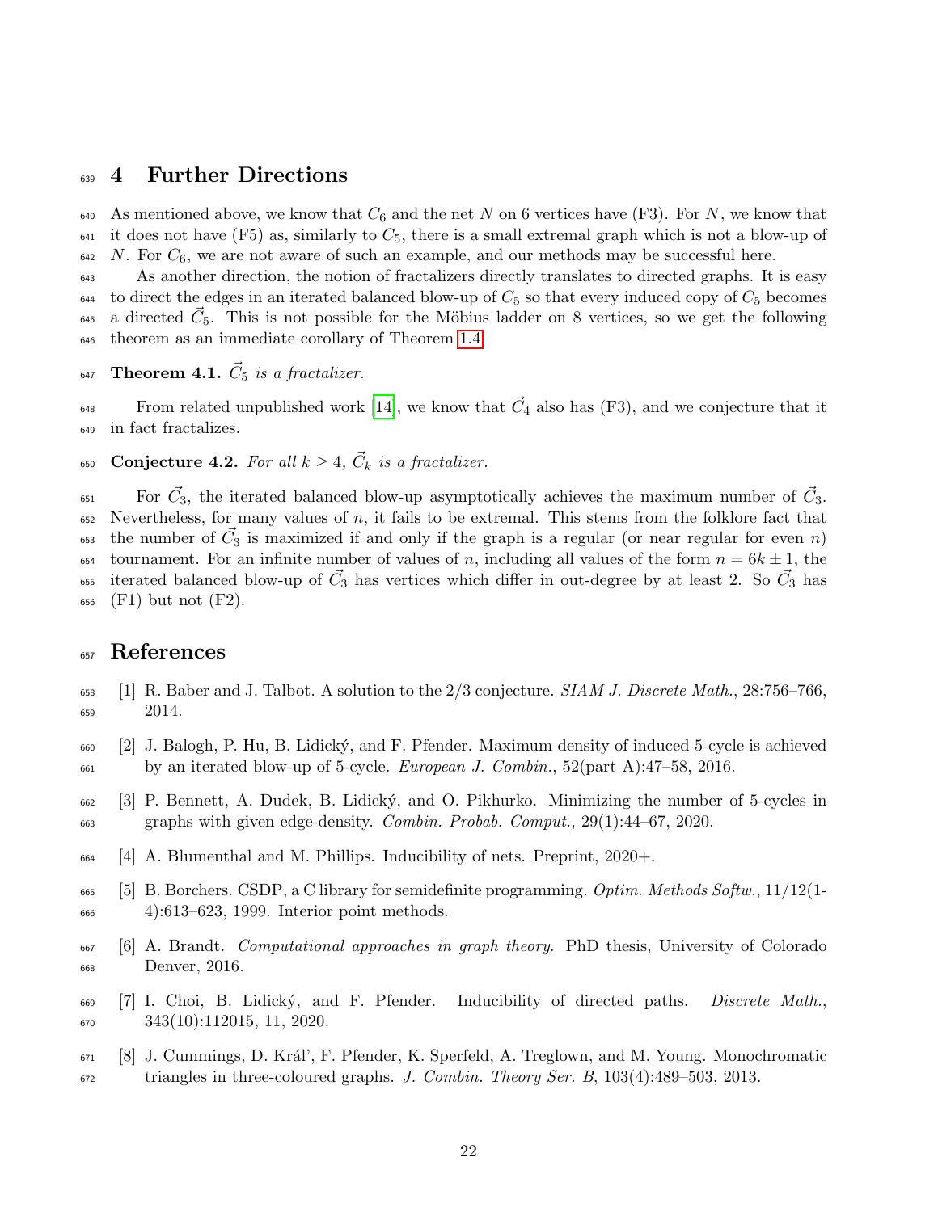## 4 Further Directions

As mentioned above, we know that $C_6$ and the net $N$ on 6 vertices have (F3). For $N$, we know that it does not have (F5) as, similarly to $C_5$, there is a small extremal graph which is not a blow-up of $N$. For $C_6$, we are not aware of such an example, and our methods may be successful here.

As another direction, the notion of fractalizers directly translates to directed graphs. It is easy to direct the edges in an iterated balanced blow-up of $C_5$ so that every induced copy of $C_5$ becomes a directed $\vec{C}_5$. This is not possible for the Möbius ladder on 8 vertices, so we get the following theorem as an immediate corollary of Theorem 1.4.

**Theorem 4.1.** *$\vec{C}_5$ is a fractalizer.*

From related unpublished work [14], we know that $\vec{C}_4$ also has (F3), and we conjecture that it in fact fractalizes.

**Conjecture 4.2.** *For all $k \geq 4$, $\vec{C}_k$ is a fractalizer.*

For $\vec{C}_3$, the iterated balanced blow-up asymptotically achieves the maximum number of $\vec{C}_3$. Nevertheless, for many values of $n$, it fails to be extremal. This stems from the folklore fact that the number of $\vec{C}_3$ is maximized if and only if the graph is a regular (or near regular for even $n$) tournament. For an infinite number of values of $n$, including all values of the form $n = 6k \pm 1$, the iterated balanced blow-up of $\vec{C}_3$ has vertices which differ in out-degree by at least 2. So $\vec{C}_3$ has (F1) but not (F2).

## References

[1] R. Baber and J. Talbot. A solution to the 2/3 conjecture. *SIAM J. Discrete Math.*, 28:756–766, 2014.

[2] J. Balogh, P. Hu, B. Lidický, and F. Pfender. Maximum density of induced 5-cycle is achieved by an iterated blow-up of 5-cycle. *European J. Combin.*, 52(part A):47–58, 2016.

[3] P. Bennett, A. Dudek, B. Lidický, and O. Pikhurko. Minimizing the number of 5-cycles in graphs with given edge-density. *Combin. Probab. Comput.*, 29(1):44–67, 2020.

[4] A. Blumenthal and M. Phillips. Inducibility of nets. Preprint, 2020+.

[5] B. Borchers. CSDP, a C library for semidefinite programming. *Optim. Methods Softw.*, 11/12(1-4):613–623, 1999. Interior point methods.

[6] A. Brandt. *Computational approaches in graph theory*. PhD thesis, University of Colorado Denver, 2016.

[7] I. Choi, B. Lidický, and F. Pfender. Inducibility of directed paths. *Discrete Math.*, 343(10):112015, 11, 2020.

[8] J. Cummings, D. Král', F. Pfender, K. Sperfeld, A. Treglown, and M. Young. Monochromatic triangles in three-coloured graphs. *J. Combin. Theory Ser. B*, 103(4):489–503, 2013.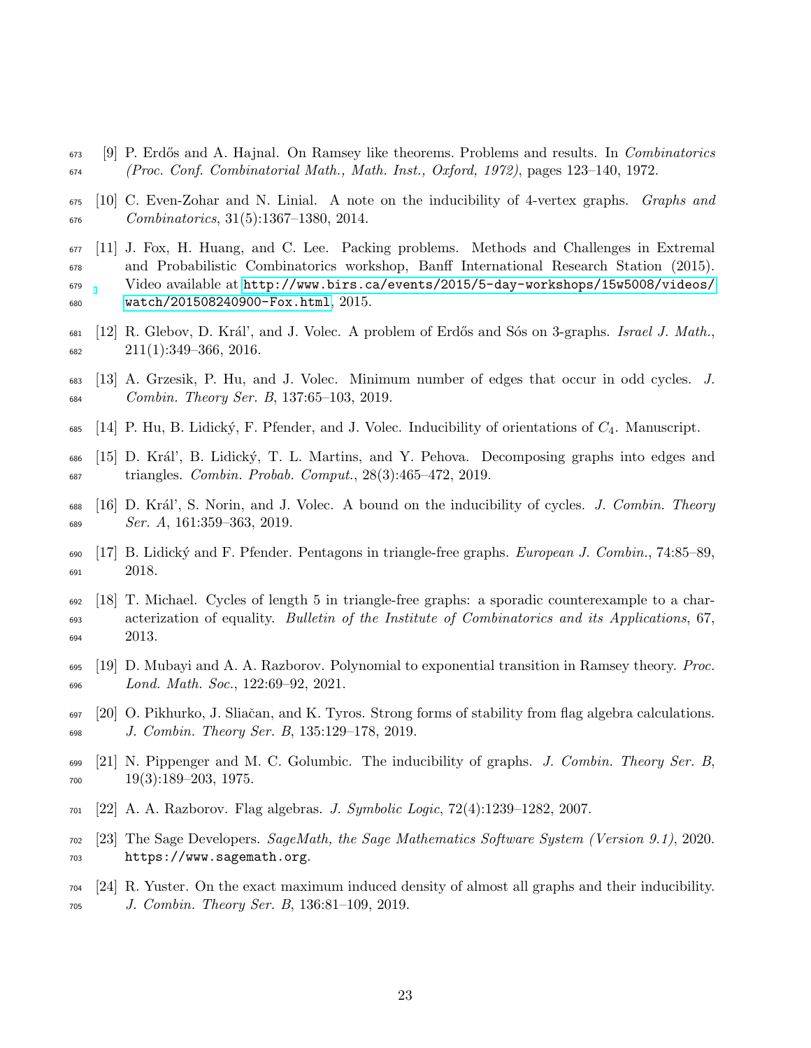[9] P. Erdős and A. Hajnal. On Ramsey like theorems. Problems and results. In *Combinatorics (Proc. Conf. Combinatorial Math., Math. Inst., Oxford, 1972)*, pages 123–140, 1972.

[10] C. Even-Zohar and N. Linial. A note on the inducibility of 4-vertex graphs. *Graphs and Combinatorics*, 31(5):1367–1380, 2014.

[11] J. Fox, H. Huang, and C. Lee. Packing problems. Methods and Challenges in Extremal and Probabilistic Combinatorics workshop, Banff International Research Station (2015). Video available at http://www.birs.ca/events/2015/5-day-workshops/15w5008/videos/watch/201508240900-Fox.html, 2015.

[12] R. Glebov, D. Král', and J. Volec. A problem of Erdős and Sós on 3-graphs. *Israel J. Math.*, 211(1):349–366, 2016.

[13] A. Grzesik, P. Hu, and J. Volec. Minimum number of edges that occur in odd cycles. *J. Combin. Theory Ser. B*, 137:65–103, 2019.

[14] P. Hu, B. Lidický, F. Pfender, and J. Volec. Inducibility of orientations of $C_4$. Manuscript.

[15] D. Král', B. Lidický, T. L. Martins, and Y. Pehova. Decomposing graphs into edges and triangles. *Combin. Probab. Comput.*, 28(3):465–472, 2019.

[16] D. Král', S. Norin, and J. Volec. A bound on the inducibility of cycles. *J. Combin. Theory Ser. A*, 161:359–363, 2019.

[17] B. Lidický and F. Pfender. Pentagons in triangle-free graphs. *European J. Combin.*, 74:85–89, 2018.

[18] T. Michael. Cycles of length 5 in triangle-free graphs: a sporadic counterexample to a characterization of equality. *Bulletin of the Institute of Combinatorics and its Applications*, 67, 2013.

[19] D. Mubayi and A. A. Razborov. Polynomial to exponential transition in Ramsey theory. *Proc. Lond. Math. Soc.*, 122:69–92, 2021.

[20] O. Pikhurko, J. Sliačan, and K. Tyros. Strong forms of stability from flag algebra calculations. *J. Combin. Theory Ser. B*, 135:129–178, 2019.

[21] N. Pippenger and M. C. Golumbic. The inducibility of graphs. *J. Combin. Theory Ser. B*, 19(3):189–203, 1975.

[22] A. A. Razborov. Flag algebras. *J. Symbolic Logic*, 72(4):1239–1282, 2007.

[23] The Sage Developers. *SageMath, the Sage Mathematics Software System (Version 9.1)*, 2020. https://www.sagemath.org.

[24] R. Yuster. On the exact maximum induced density of almost all graphs and their inducibility. *J. Combin. Theory Ser. B*, 136:81–109, 2019.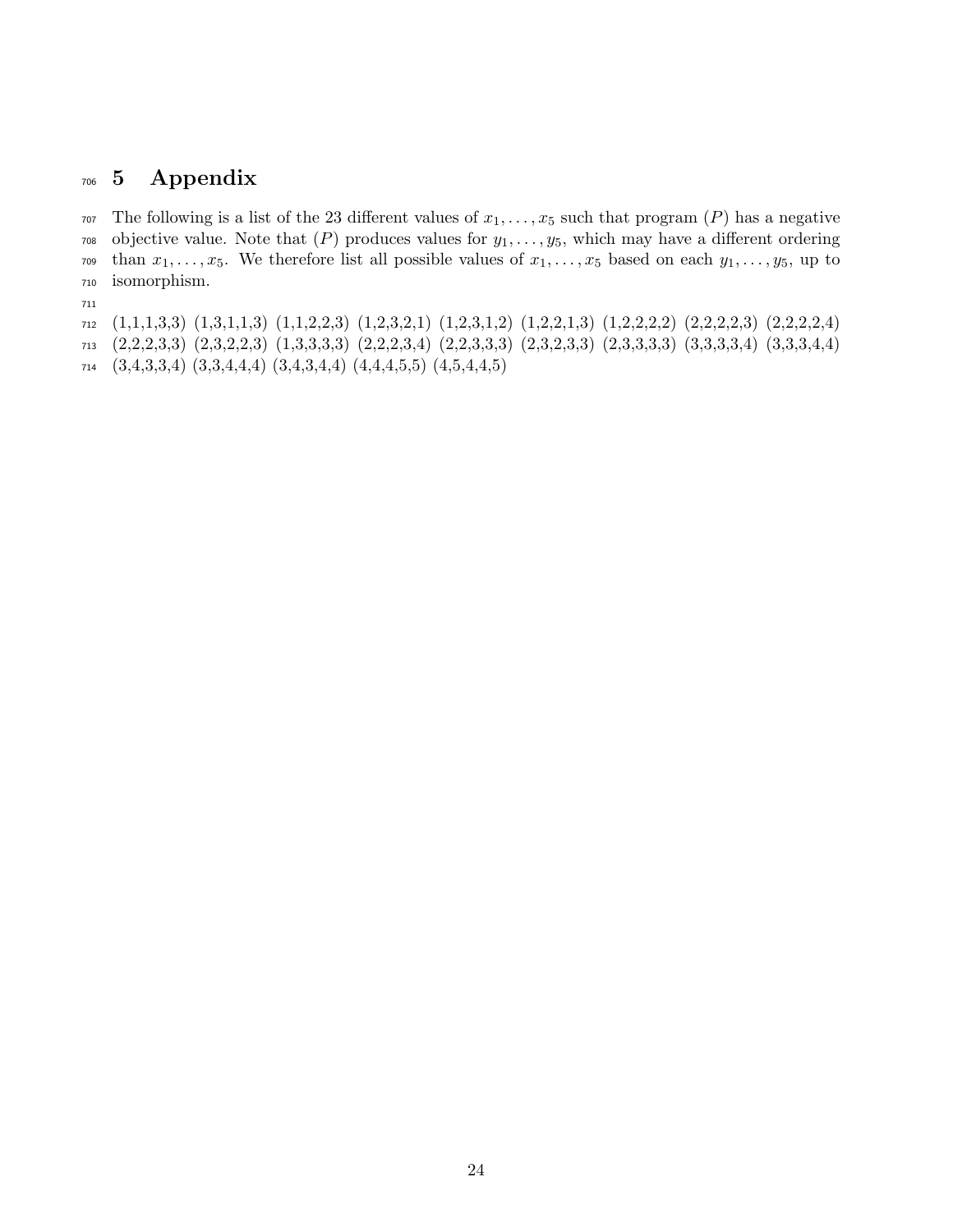# 5 Appendix

The following is a list of the 23 different values of $x_1, \ldots, x_5$ such that program $(P)$ has a negative objective value. Note that $(P)$ produces values for $y_1, \ldots, y_5$, which may have a different ordering than $x_1, \ldots, x_5$. We therefore list all possible values of $x_1, \ldots, x_5$ based on each $y_1, \ldots, y_5$, up to isomorphism.

(1,1,1,3,3) (1,3,1,1,3) (1,1,2,2,3) (1,2,3,2,1) (1,2,3,1,2) (1,2,2,1,3) (1,2,2,2,2) (2,2,2,2,3) (2,2,2,2,4) (2,2,2,3,3) (2,3,2,2,3) (1,3,3,3,3) (2,2,2,3,4) (2,2,3,3,3) (2,3,2,3,3) (2,3,3,3,3) (3,3,3,3,4) (3,3,3,4,4) (3,4,3,3,4) (3,3,4,4,4) (3,4,3,4,4) (4,4,4,5,5) (4,5,4,4,5)